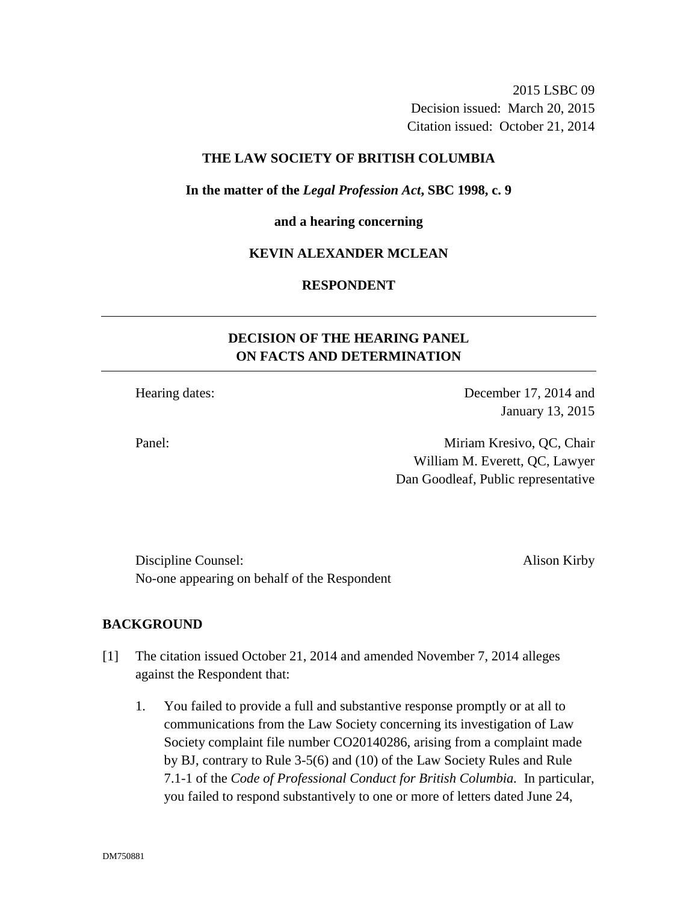2015 LSBC 09
Decision issued: March 20, 2015
Citation issued: October 21, 2014

**THE LAW SOCIETY OF BRITISH COLUMBIA**

**In the matter of the *Legal Profession Act*, SBC 1998, c. 9**

**and a hearing concerning**

**KEVIN ALEXANDER MCLEAN**

**RESPONDENT**

---

## DECISION OF THE HEARING PANEL ON FACTS AND DETERMINATION

---

Hearing dates: December 17, 2014 and January 13, 2015

Panel: Miriam Kresivo, QC, Chair
William M. Everett, QC, Lawyer
Dan Goodleaf, Public representative

Discipline Counsel: Alison Kirby
No-one appearing on behalf of the Respondent

## BACKGROUND

[1] The citation issued October 21, 2014 and amended November 7, 2014 alleges against the Respondent that:

1. You failed to provide a full and substantive response promptly or at all to communications from the Law Society concerning its investigation of Law Society complaint file number CO20140286, arising from a complaint made by BJ, contrary to Rule 3-5(6) and (10) of the Law Society Rules and Rule 7.1-1 of the *Code of Professional Conduct for British Columbia*. In particular, you failed to respond substantively to one or more of letters dated June 24,

DM750881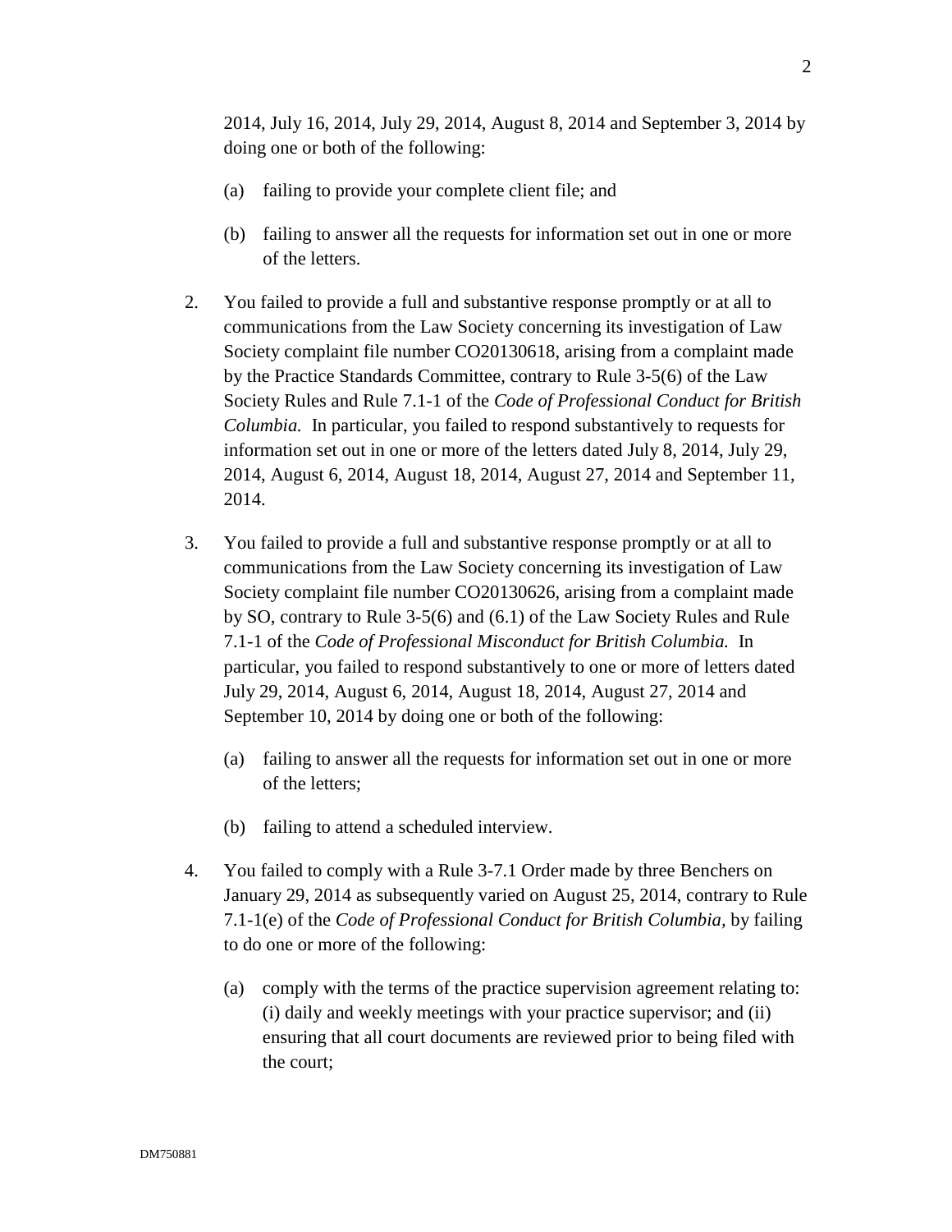2014, July 16, 2014, July 29, 2014, August 8, 2014 and September 3, 2014 by doing one or both of the following:

(a) failing to provide your complete client file; and

(b) failing to answer all the requests for information set out in one or more of the letters.

2. You failed to provide a full and substantive response promptly or at all to communications from the Law Society concerning its investigation of Law Society complaint file number CO20130618, arising from a complaint made by the Practice Standards Committee, contrary to Rule 3-5(6) of the Law Society Rules and Rule 7.1-1 of the *Code of Professional Conduct for British Columbia.* In particular, you failed to respond substantively to requests for information set out in one or more of the letters dated July 8, 2014, July 29, 2014, August 6, 2014, August 18, 2014, August 27, 2014 and September 11, 2014.

3. You failed to provide a full and substantive response promptly or at all to communications from the Law Society concerning its investigation of Law Society complaint file number CO20130626, arising from a complaint made by SO, contrary to Rule 3-5(6) and (6.1) of the Law Society Rules and Rule 7.1-1 of the *Code of Professional Misconduct for British Columbia.* In particular, you failed to respond substantively to one or more of letters dated July 29, 2014, August 6, 2014, August 18, 2014, August 27, 2014 and September 10, 2014 by doing one or both of the following:

(a) failing to answer all the requests for information set out in one or more of the letters;

(b) failing to attend a scheduled interview.

4. You failed to comply with a Rule 3-7.1 Order made by three Benchers on January 29, 2014 as subsequently varied on August 25, 2014, contrary to Rule 7.1-1(e) of the *Code of Professional Conduct for British Columbia,* by failing to do one or more of the following:

(a) comply with the terms of the practice supervision agreement relating to: (i) daily and weekly meetings with your practice supervisor; and (ii) ensuring that all court documents are reviewed prior to being filed with the court;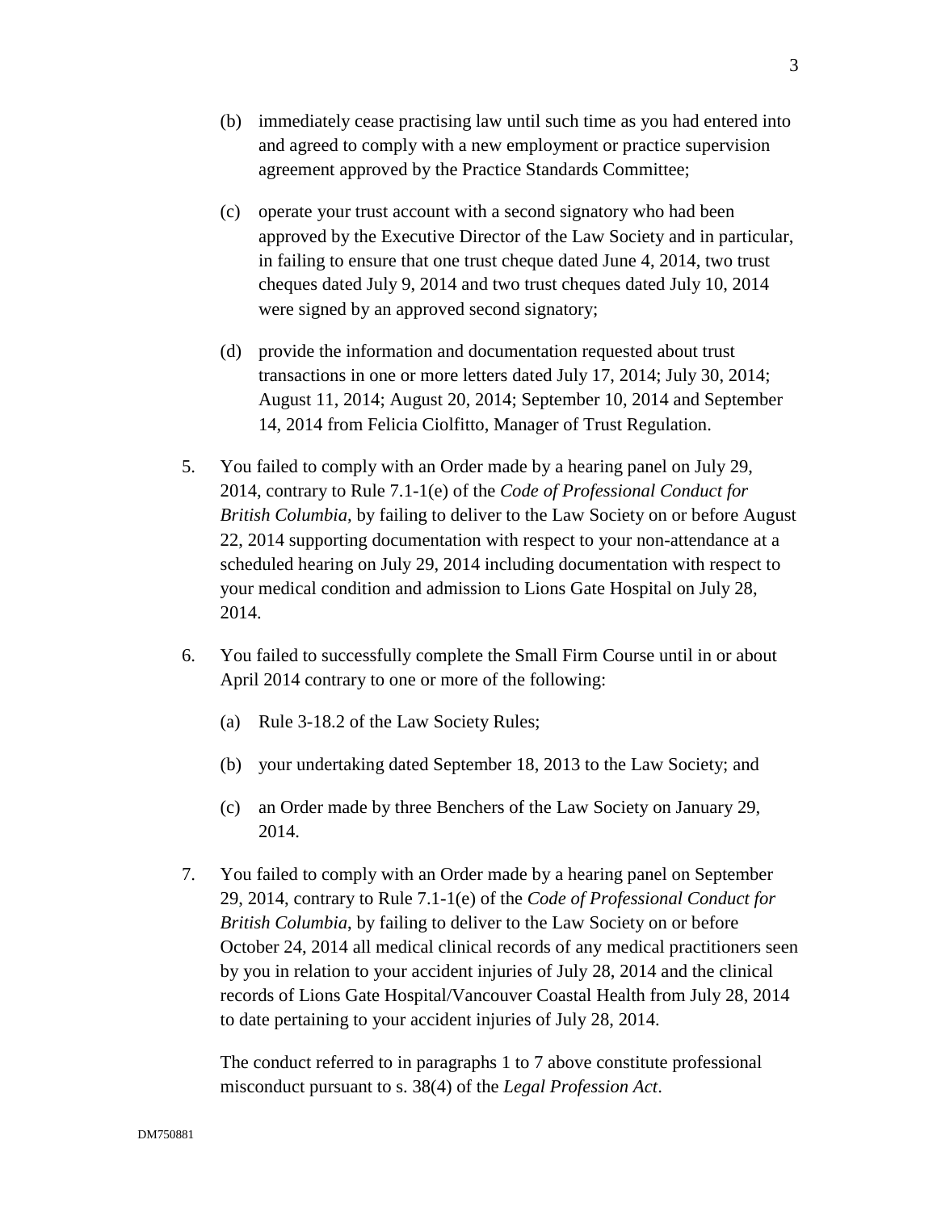(b) immediately cease practising law until such time as you had entered into and agreed to comply with a new employment or practice supervision agreement approved by the Practice Standards Committee;

(c) operate your trust account with a second signatory who had been approved by the Executive Director of the Law Society and in particular, in failing to ensure that one trust cheque dated June 4, 2014, two trust cheques dated July 9, 2014 and two trust cheques dated July 10, 2014 were signed by an approved second signatory;

(d) provide the information and documentation requested about trust transactions in one or more letters dated July 17, 2014; July 30, 2014; August 11, 2014; August 20, 2014; September 10, 2014 and September 14, 2014 from Felicia Ciolfitto, Manager of Trust Regulation.

5. You failed to comply with an Order made by a hearing panel on July 29, 2014, contrary to Rule 7.1-1(e) of the *Code of Professional Conduct for British Columbia,* by failing to deliver to the Law Society on or before August 22, 2014 supporting documentation with respect to your non-attendance at a scheduled hearing on July 29, 2014 including documentation with respect to your medical condition and admission to Lions Gate Hospital on July 28, 2014.

6. You failed to successfully complete the Small Firm Course until in or about April 2014 contrary to one or more of the following:

   (a) Rule 3-18.2 of the Law Society Rules;

   (b) your undertaking dated September 18, 2013 to the Law Society; and

   (c) an Order made by three Benchers of the Law Society on January 29, 2014.

7. You failed to comply with an Order made by a hearing panel on September 29, 2014, contrary to Rule 7.1-1(e) of the *Code of Professional Conduct for British Columbia*, by failing to deliver to the Law Society on or before October 24, 2014 all medical clinical records of any medical practitioners seen by you in relation to your accident injuries of July 28, 2014 and the clinical records of Lions Gate Hospital/Vancouver Coastal Health from July 28, 2014 to date pertaining to your accident injuries of July 28, 2014.

The conduct referred to in paragraphs 1 to 7 above constitute professional misconduct pursuant to s. 38(4) of the *Legal Profession Act*.

DM750881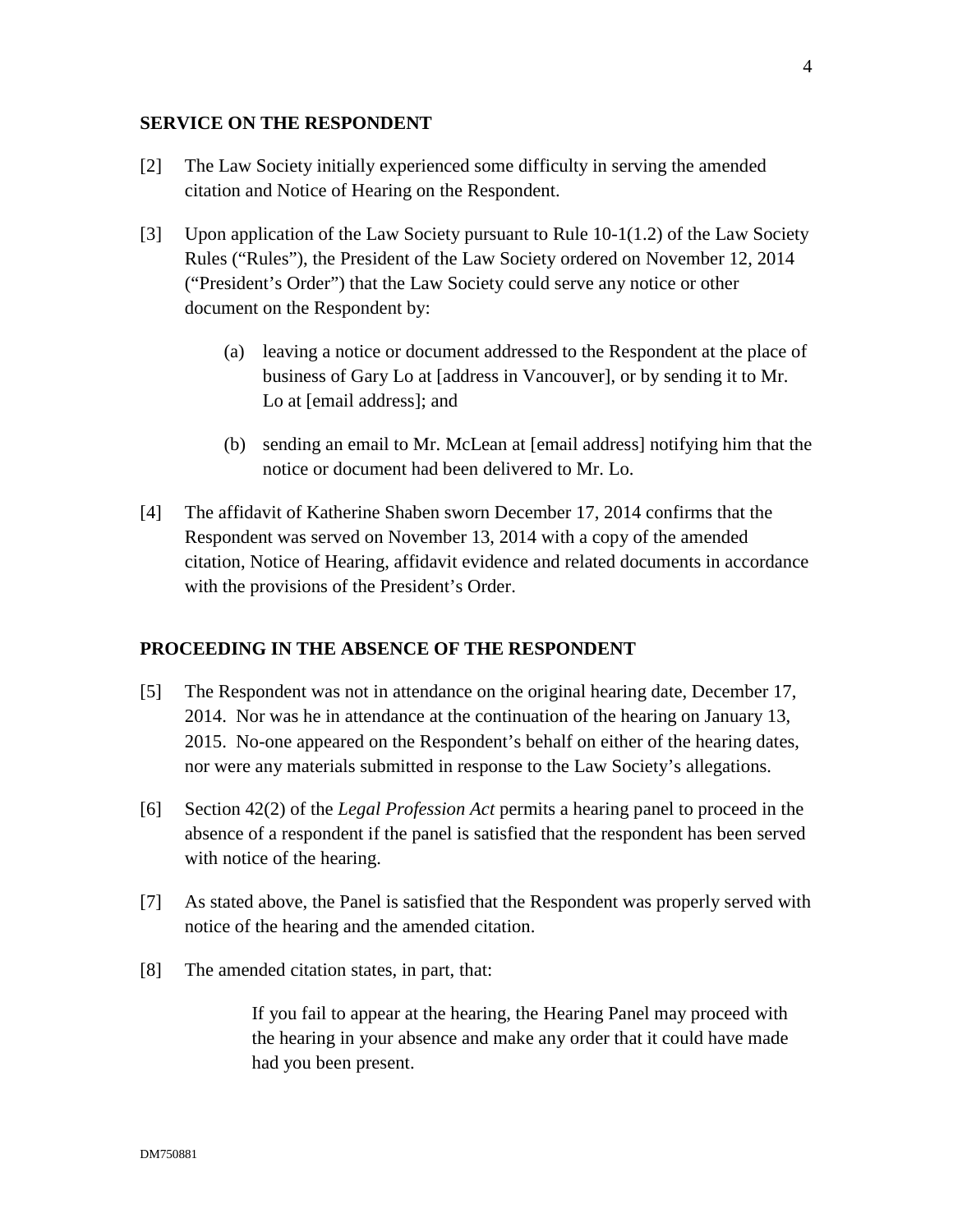## SERVICE ON THE RESPONDENT

[2] The Law Society initially experienced some difficulty in serving the amended citation and Notice of Hearing on the Respondent.

[3] Upon application of the Law Society pursuant to Rule 10-1(1.2) of the Law Society Rules ("Rules"), the President of the Law Society ordered on November 12, 2014 ("President's Order") that the Law Society could serve any notice or other document on the Respondent by:

> (a) leaving a notice or document addressed to the Respondent at the place of business of Gary Lo at [address in Vancouver], or by sending it to Mr. Lo at [email address]; and
>
> (b) sending an email to Mr. McLean at [email address] notifying him that the notice or document had been delivered to Mr. Lo.

[4] The affidavit of Katherine Shaben sworn December 17, 2014 confirms that the Respondent was served on November 13, 2014 with a copy of the amended citation, Notice of Hearing, affidavit evidence and related documents in accordance with the provisions of the President's Order.

## PROCEEDING IN THE ABSENCE OF THE RESPONDENT

[5] The Respondent was not in attendance on the original hearing date, December 17, 2014. Nor was he in attendance at the continuation of the hearing on January 13, 2015. No-one appeared on the Respondent's behalf on either of the hearing dates, nor were any materials submitted in response to the Law Society's allegations.

[6] Section 42(2) of the *Legal Profession Act* permits a hearing panel to proceed in the absence of a respondent if the panel is satisfied that the respondent has been served with notice of the hearing.

[7] As stated above, the Panel is satisfied that the Respondent was properly served with notice of the hearing and the amended citation.

[8] The amended citation states, in part, that:

> If you fail to appear at the hearing, the Hearing Panel may proceed with the hearing in your absence and make any order that it could have made had you been present.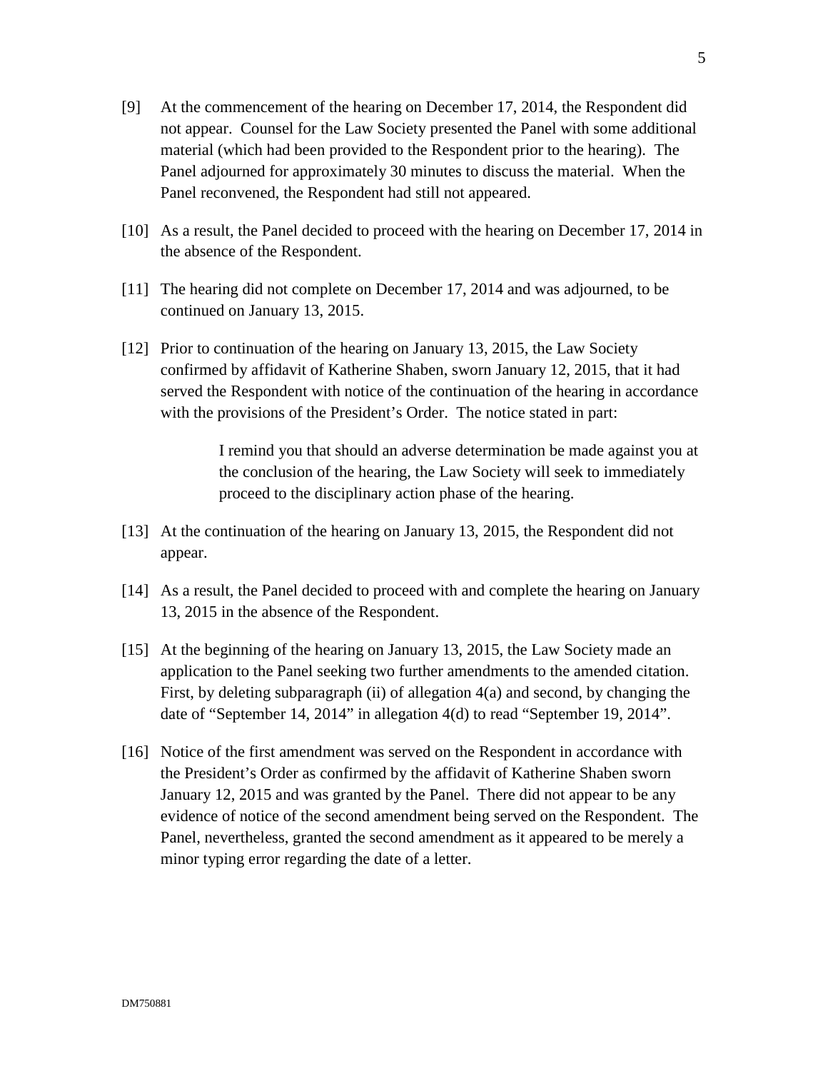[9] At the commencement of the hearing on December 17, 2014, the Respondent did not appear. Counsel for the Law Society presented the Panel with some additional material (which had been provided to the Respondent prior to the hearing). The Panel adjourned for approximately 30 minutes to discuss the material. When the Panel reconvened, the Respondent had still not appeared.

[10] As a result, the Panel decided to proceed with the hearing on December 17, 2014 in the absence of the Respondent.

[11] The hearing did not complete on December 17, 2014 and was adjourned, to be continued on January 13, 2015.

[12] Prior to continuation of the hearing on January 13, 2015, the Law Society confirmed by affidavit of Katherine Shaben, sworn January 12, 2015, that it had served the Respondent with notice of the continuation of the hearing in accordance with the provisions of the President's Order. The notice stated in part:

> I remind you that should an adverse determination be made against you at the conclusion of the hearing, the Law Society will seek to immediately proceed to the disciplinary action phase of the hearing.

[13] At the continuation of the hearing on January 13, 2015, the Respondent did not appear.

[14] As a result, the Panel decided to proceed with and complete the hearing on January 13, 2015 in the absence of the Respondent.

[15] At the beginning of the hearing on January 13, 2015, the Law Society made an application to the Panel seeking two further amendments to the amended citation. First, by deleting subparagraph (ii) of allegation 4(a) and second, by changing the date of "September 14, 2014" in allegation 4(d) to read "September 19, 2014".

[16] Notice of the first amendment was served on the Respondent in accordance with the President's Order as confirmed by the affidavit of Katherine Shaben sworn January 12, 2015 and was granted by the Panel. There did not appear to be any evidence of notice of the second amendment being served on the Respondent. The Panel, nevertheless, granted the second amendment as it appeared to be merely a minor typing error regarding the date of a letter.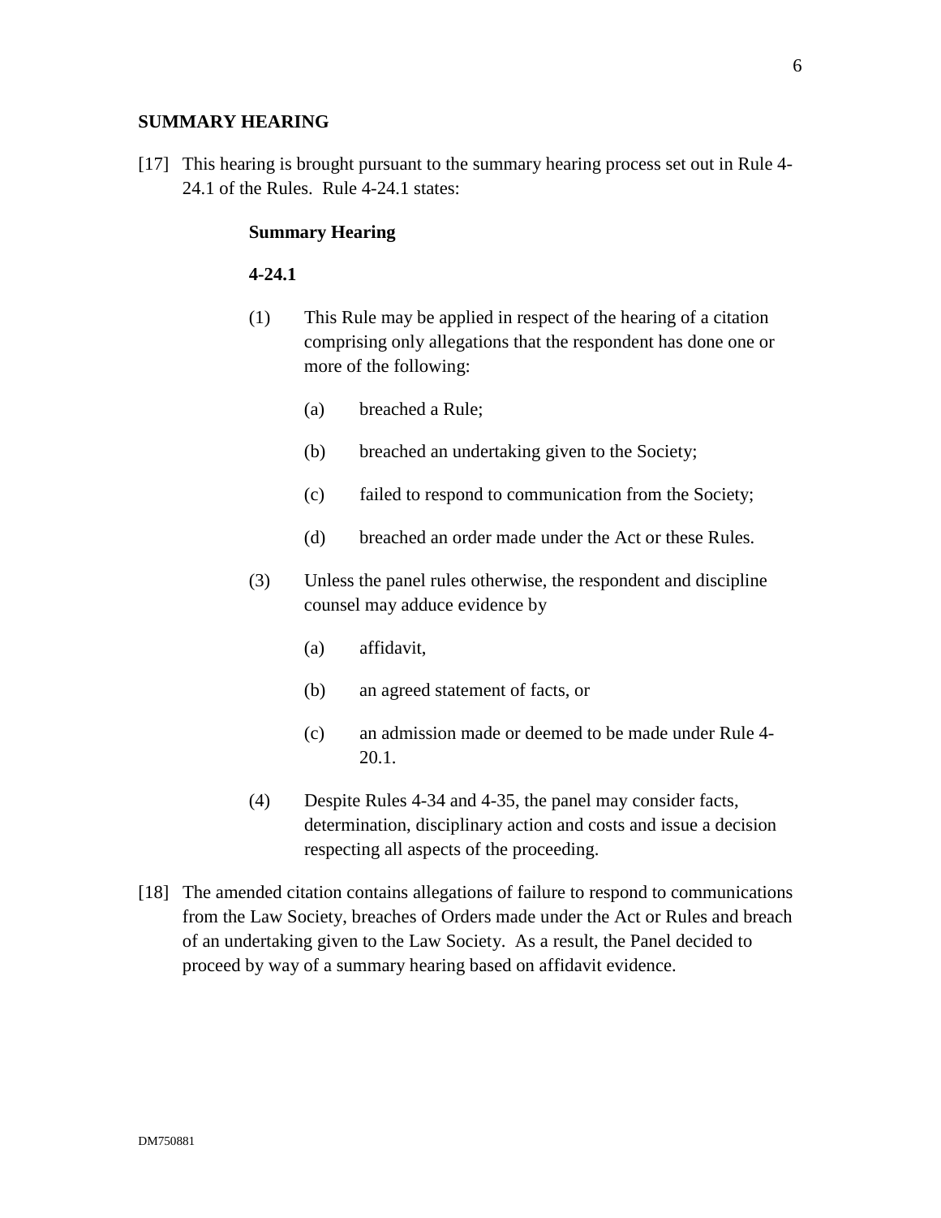## SUMMARY HEARING

[17] This hearing is brought pursuant to the summary hearing process set out in Rule 4-24.1 of the Rules. Rule 4-24.1 states:

> **Summary Hearing**
>
> **4-24.1**
>
> (1) This Rule may be applied in respect of the hearing of a citation comprising only allegations that the respondent has done one or more of the following:
>
> (a) breached a Rule;
>
> (b) breached an undertaking given to the Society;
>
> (c) failed to respond to communication from the Society;
>
> (d) breached an order made under the Act or these Rules.
>
> (3) Unless the panel rules otherwise, the respondent and discipline counsel may adduce evidence by
>
> (a) affidavit,
>
> (b) an agreed statement of facts, or
>
> (c) an admission made or deemed to be made under Rule 4-20.1.
>
> (4) Despite Rules 4-34 and 4-35, the panel may consider facts, determination, disciplinary action and costs and issue a decision respecting all aspects of the proceeding.

[18] The amended citation contains allegations of failure to respond to communications from the Law Society, breaches of Orders made under the Act or Rules and breach of an undertaking given to the Law Society. As a result, the Panel decided to proceed by way of a summary hearing based on affidavit evidence.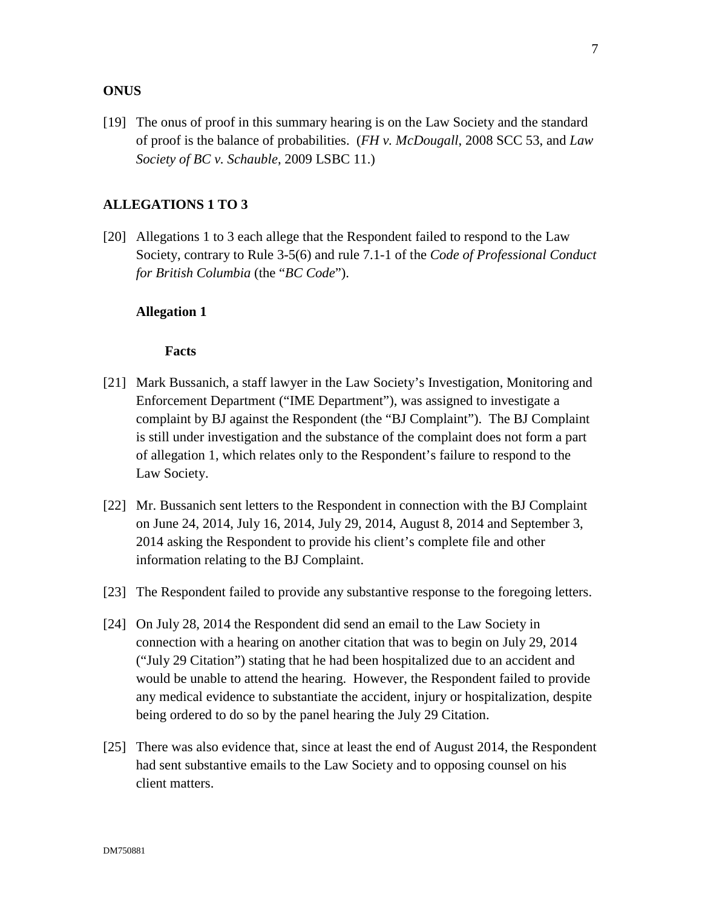## ONUS

[19] The onus of proof in this summary hearing is on the Law Society and the standard of proof is the balance of probabilities. (*FH v. McDougall*, 2008 SCC 53, and *Law Society of BC v. Schauble*, 2009 LSBC 11.)

## ALLEGATIONS 1 TO 3

[20] Allegations 1 to 3 each allege that the Respondent failed to respond to the Law Society, contrary to Rule 3-5(6) and rule 7.1-1 of the *Code of Professional Conduct for British Columbia* (the "*BC Code*").

### Allegation 1

#### Facts

[21] Mark Bussanich, a staff lawyer in the Law Society's Investigation, Monitoring and Enforcement Department ("IME Department"), was assigned to investigate a complaint by BJ against the Respondent (the "BJ Complaint"). The BJ Complaint is still under investigation and the substance of the complaint does not form a part of allegation 1, which relates only to the Respondent's failure to respond to the Law Society.

[22] Mr. Bussanich sent letters to the Respondent in connection with the BJ Complaint on June 24, 2014, July 16, 2014, July 29, 2014, August 8, 2014 and September 3, 2014 asking the Respondent to provide his client's complete file and other information relating to the BJ Complaint.

[23] The Respondent failed to provide any substantive response to the foregoing letters.

[24] On July 28, 2014 the Respondent did send an email to the Law Society in connection with a hearing on another citation that was to begin on July 29, 2014 ("July 29 Citation") stating that he had been hospitalized due to an accident and would be unable to attend the hearing. However, the Respondent failed to provide any medical evidence to substantiate the accident, injury or hospitalization, despite being ordered to do so by the panel hearing the July 29 Citation.

[25] There was also evidence that, since at least the end of August 2014, the Respondent had sent substantive emails to the Law Society and to opposing counsel on his client matters.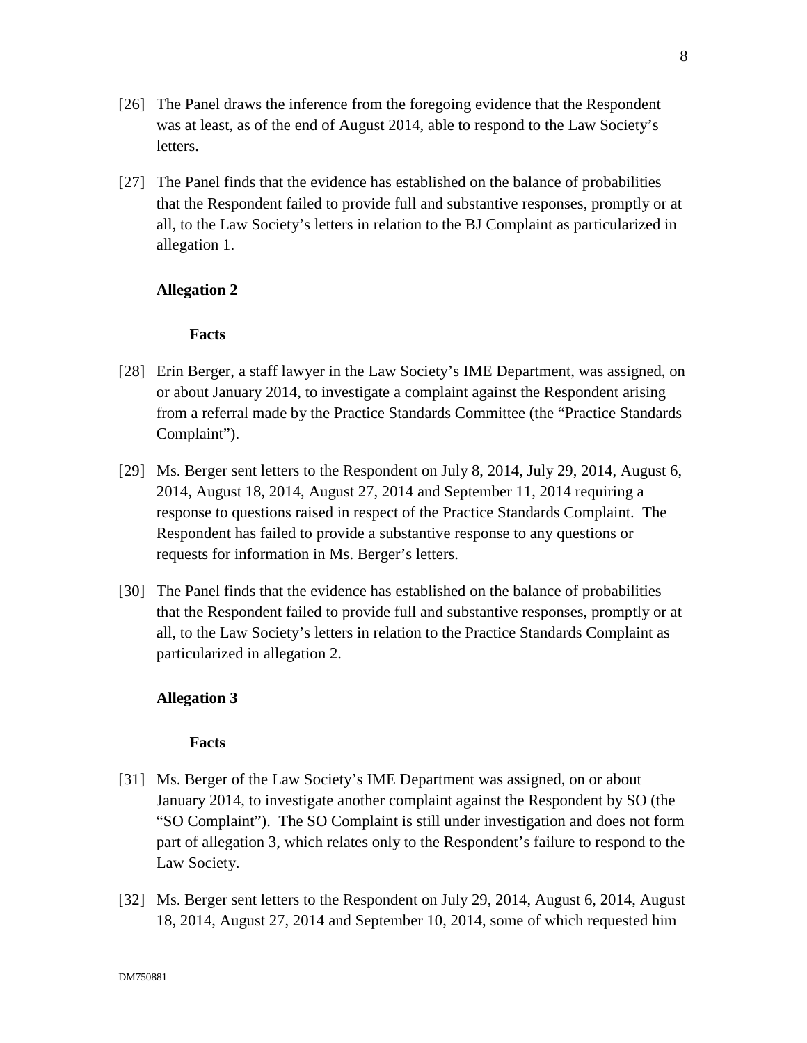[26] The Panel draws the inference from the foregoing evidence that the Respondent was at least, as of the end of August 2014, able to respond to the Law Society's letters.

[27] The Panel finds that the evidence has established on the balance of probabilities that the Respondent failed to provide full and substantive responses, promptly or at all, to the Law Society's letters in relation to the BJ Complaint as particularized in allegation 1.

**Allegation 2**

**Facts**

[28] Erin Berger, a staff lawyer in the Law Society's IME Department, was assigned, on or about January 2014, to investigate a complaint against the Respondent arising from a referral made by the Practice Standards Committee (the "Practice Standards Complaint").

[29] Ms. Berger sent letters to the Respondent on July 8, 2014, July 29, 2014, August 6, 2014, August 18, 2014, August 27, 2014 and September 11, 2014 requiring a response to questions raised in respect of the Practice Standards Complaint. The Respondent has failed to provide a substantive response to any questions or requests for information in Ms. Berger's letters.

[30] The Panel finds that the evidence has established on the balance of probabilities that the Respondent failed to provide full and substantive responses, promptly or at all, to the Law Society's letters in relation to the Practice Standards Complaint as particularized in allegation 2.

**Allegation 3**

**Facts**

[31] Ms. Berger of the Law Society's IME Department was assigned, on or about January 2014, to investigate another complaint against the Respondent by SO (the "SO Complaint"). The SO Complaint is still under investigation and does not form part of allegation 3, which relates only to the Respondent's failure to respond to the Law Society.

[32] Ms. Berger sent letters to the Respondent on July 29, 2014, August 6, 2014, August 18, 2014, August 27, 2014 and September 10, 2014, some of which requested him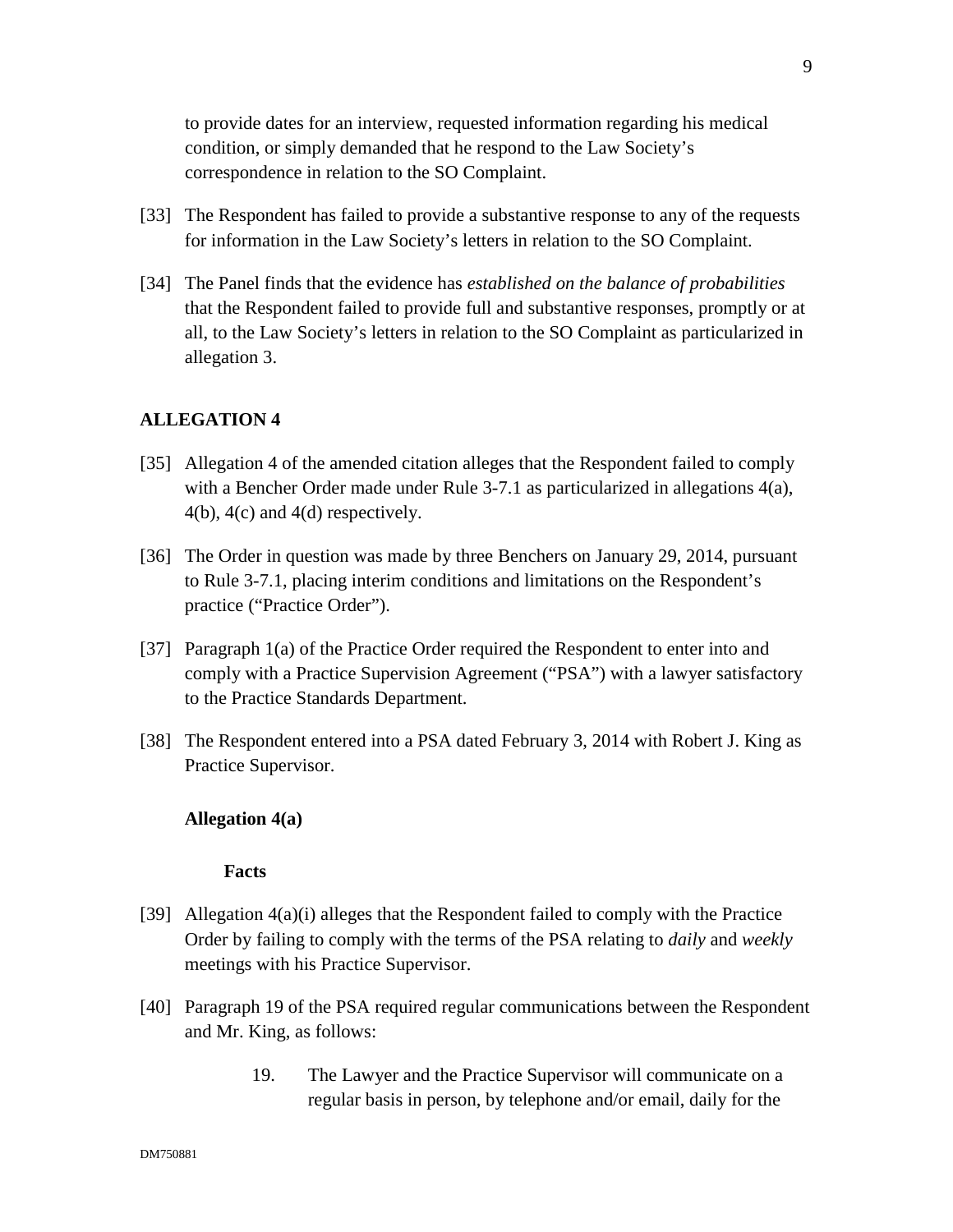to provide dates for an interview, requested information regarding his medical condition, or simply demanded that he respond to the Law Society's correspondence in relation to the SO Complaint.

[33] The Respondent has failed to provide a substantive response to any of the requests for information in the Law Society's letters in relation to the SO Complaint.

[34] The Panel finds that the evidence has *established on the balance of probabilities* that the Respondent failed to provide full and substantive responses, promptly or at all, to the Law Society's letters in relation to the SO Complaint as particularized in allegation 3.

## ALLEGATION 4

[35] Allegation 4 of the amended citation alleges that the Respondent failed to comply with a Bencher Order made under Rule 3-7.1 as particularized in allegations 4(a), 4(b), 4(c) and 4(d) respectively.

[36] The Order in question was made by three Benchers on January 29, 2014, pursuant to Rule 3-7.1, placing interim conditions and limitations on the Respondent's practice ("Practice Order").

[37] Paragraph 1(a) of the Practice Order required the Respondent to enter into and comply with a Practice Supervision Agreement ("PSA") with a lawyer satisfactory to the Practice Standards Department.

[38] The Respondent entered into a PSA dated February 3, 2014 with Robert J. King as Practice Supervisor.

### Allegation 4(a)

#### Facts

[39] Allegation 4(a)(i) alleges that the Respondent failed to comply with the Practice Order by failing to comply with the terms of the PSA relating to *daily* and *weekly* meetings with his Practice Supervisor.

[40] Paragraph 19 of the PSA required regular communications between the Respondent and Mr. King, as follows:

> 19. The Lawyer and the Practice Supervisor will communicate on a regular basis in person, by telephone and/or email, daily for the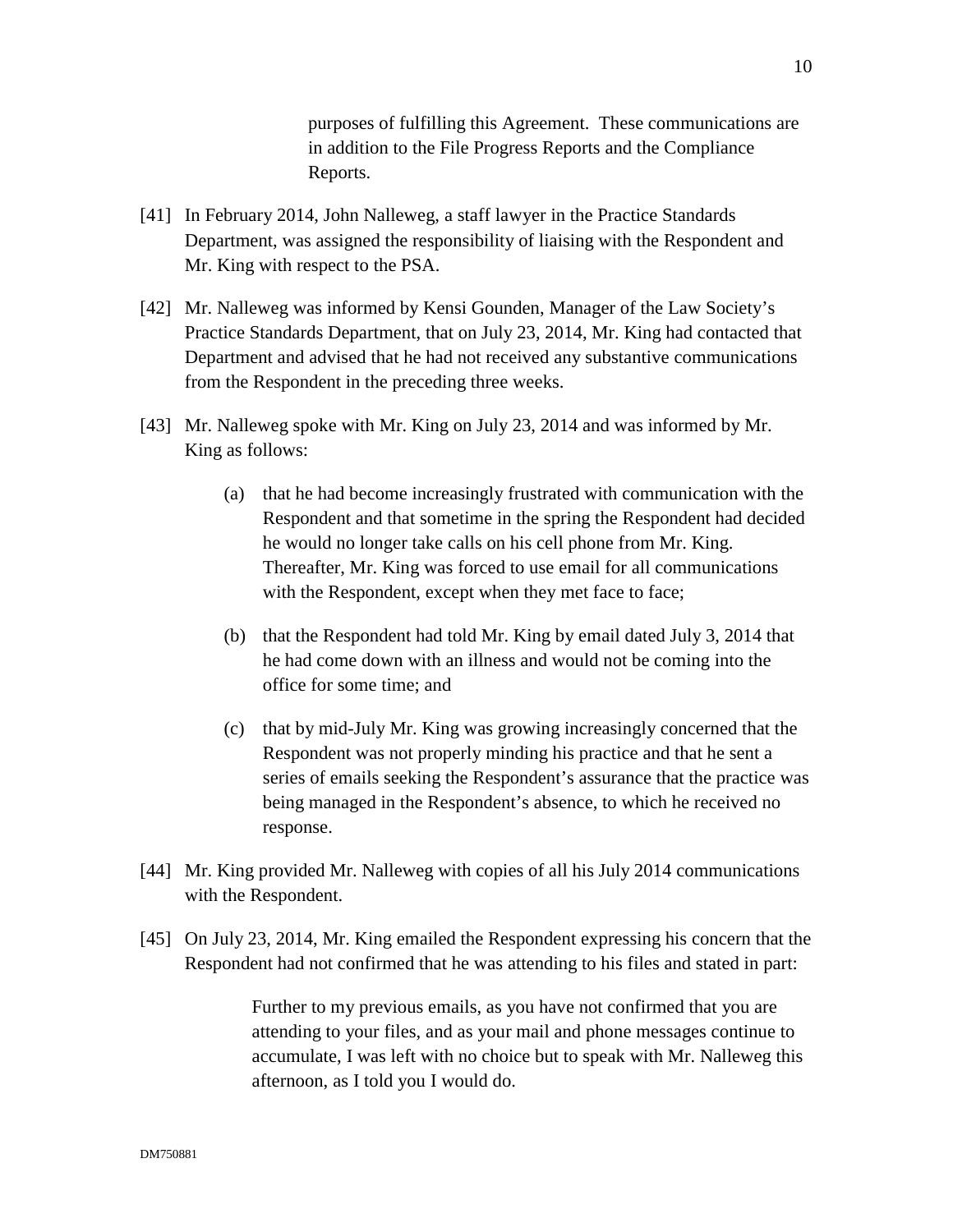> purposes of fulfilling this Agreement. These communications are in addition to the File Progress Reports and the Compliance Reports.

[41] In February 2014, John Nalleweg, a staff lawyer in the Practice Standards Department, was assigned the responsibility of liaising with the Respondent and Mr. King with respect to the PSA.

[42] Mr. Nalleweg was informed by Kensi Gounden, Manager of the Law Society's Practice Standards Department, that on July 23, 2014, Mr. King had contacted that Department and advised that he had not received any substantive communications from the Respondent in the preceding three weeks.

[43] Mr. Nalleweg spoke with Mr. King on July 23, 2014 and was informed by Mr. King as follows:

> (a) that he had become increasingly frustrated with communication with the Respondent and that sometime in the spring the Respondent had decided he would no longer take calls on his cell phone from Mr. King. Thereafter, Mr. King was forced to use email for all communications with the Respondent, except when they met face to face;
>
> (b) that the Respondent had told Mr. King by email dated July 3, 2014 that he had come down with an illness and would not be coming into the office for some time; and
>
> (c) that by mid-July Mr. King was growing increasingly concerned that the Respondent was not properly minding his practice and that he sent a series of emails seeking the Respondent's assurance that the practice was being managed in the Respondent's absence, to which he received no response.

[44] Mr. King provided Mr. Nalleweg with copies of all his July 2014 communications with the Respondent.

[45] On July 23, 2014, Mr. King emailed the Respondent expressing his concern that the Respondent had not confirmed that he was attending to his files and stated in part:

> Further to my previous emails, as you have not confirmed that you are attending to your files, and as your mail and phone messages continue to accumulate, I was left with no choice but to speak with Mr. Nalleweg this afternoon, as I told you I would do.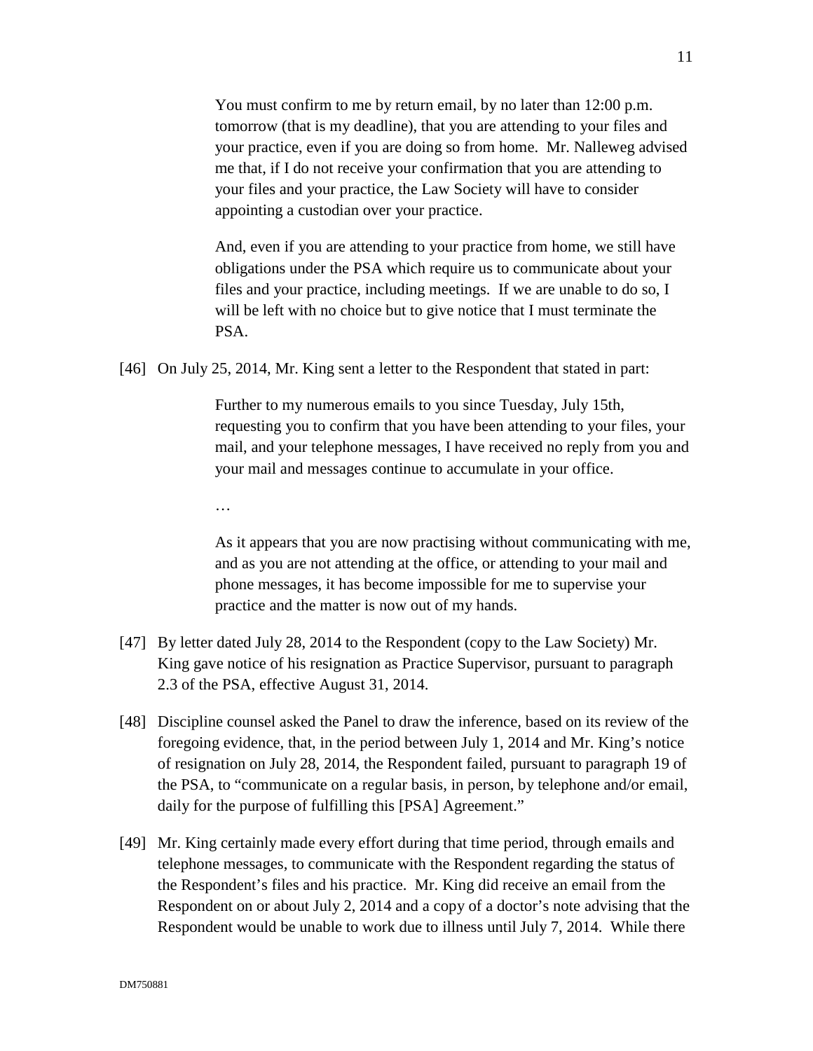> You must confirm to me by return email, by no later than 12:00 p.m. tomorrow (that is my deadline), that you are attending to your files and your practice, even if you are doing so from home. Mr. Nalleweg advised me that, if I do not receive your confirmation that you are attending to your files and your practice, the Law Society will have to consider appointing a custodian over your practice.
>
> And, even if you are attending to your practice from home, we still have obligations under the PSA which require us to communicate about your files and your practice, including meetings. If we are unable to do so, I will be left with no choice but to give notice that I must terminate the PSA.

[46] On July 25, 2014, Mr. King sent a letter to the Respondent that stated in part:

> Further to my numerous emails to you since Tuesday, July 15th, requesting you to confirm that you have been attending to your files, your mail, and your telephone messages, I have received no reply from you and your mail and messages continue to accumulate in your office.
>
> …
>
> As it appears that you are now practising without communicating with me, and as you are not attending at the office, or attending to your mail and phone messages, it has become impossible for me to supervise your practice and the matter is now out of my hands.

[47] By letter dated July 28, 2014 to the Respondent (copy to the Law Society) Mr. King gave notice of his resignation as Practice Supervisor, pursuant to paragraph 2.3 of the PSA, effective August 31, 2014.

[48] Discipline counsel asked the Panel to draw the inference, based on its review of the foregoing evidence, that, in the period between July 1, 2014 and Mr. King's notice of resignation on July 28, 2014, the Respondent failed, pursuant to paragraph 19 of the PSA, to "communicate on a regular basis, in person, by telephone and/or email, daily for the purpose of fulfilling this [PSA] Agreement."

[49] Mr. King certainly made every effort during that time period, through emails and telephone messages, to communicate with the Respondent regarding the status of the Respondent's files and his practice. Mr. King did receive an email from the Respondent on or about July 2, 2014 and a copy of a doctor's note advising that the Respondent would be unable to work due to illness until July 7, 2014. While there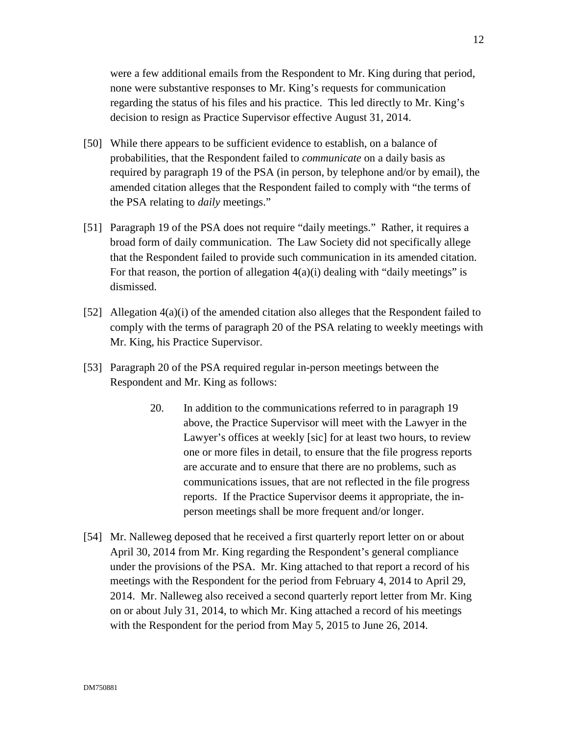were a few additional emails from the Respondent to Mr. King during that period, none were substantive responses to Mr. King's requests for communication regarding the status of his files and his practice. This led directly to Mr. King's decision to resign as Practice Supervisor effective August 31, 2014.

[50] While there appears to be sufficient evidence to establish, on a balance of probabilities, that the Respondent failed to *communicate* on a daily basis as required by paragraph 19 of the PSA (in person, by telephone and/or by email), the amended citation alleges that the Respondent failed to comply with "the terms of the PSA relating to *daily* meetings."

[51] Paragraph 19 of the PSA does not require "daily meetings." Rather, it requires a broad form of daily communication. The Law Society did not specifically allege that the Respondent failed to provide such communication in its amended citation. For that reason, the portion of allegation 4(a)(i) dealing with "daily meetings" is dismissed.

[52] Allegation 4(a)(i) of the amended citation also alleges that the Respondent failed to comply with the terms of paragraph 20 of the PSA relating to weekly meetings with Mr. King, his Practice Supervisor.

[53] Paragraph 20 of the PSA required regular in-person meetings between the Respondent and Mr. King as follows:

> 20. In addition to the communications referred to in paragraph 19 above, the Practice Supervisor will meet with the Lawyer in the Lawyer's offices at weekly [sic] for at least two hours, to review one or more files in detail, to ensure that the file progress reports are accurate and to ensure that there are no problems, such as communications issues, that are not reflected in the file progress reports. If the Practice Supervisor deems it appropriate, the in-person meetings shall be more frequent and/or longer.

[54] Mr. Nalleweg deposed that he received a first quarterly report letter on or about April 30, 2014 from Mr. King regarding the Respondent's general compliance under the provisions of the PSA. Mr. King attached to that report a record of his meetings with the Respondent for the period from February 4, 2014 to April 29, 2014. Mr. Nalleweg also received a second quarterly report letter from Mr. King on or about July 31, 2014, to which Mr. King attached a record of his meetings with the Respondent for the period from May 5, 2015 to June 26, 2014.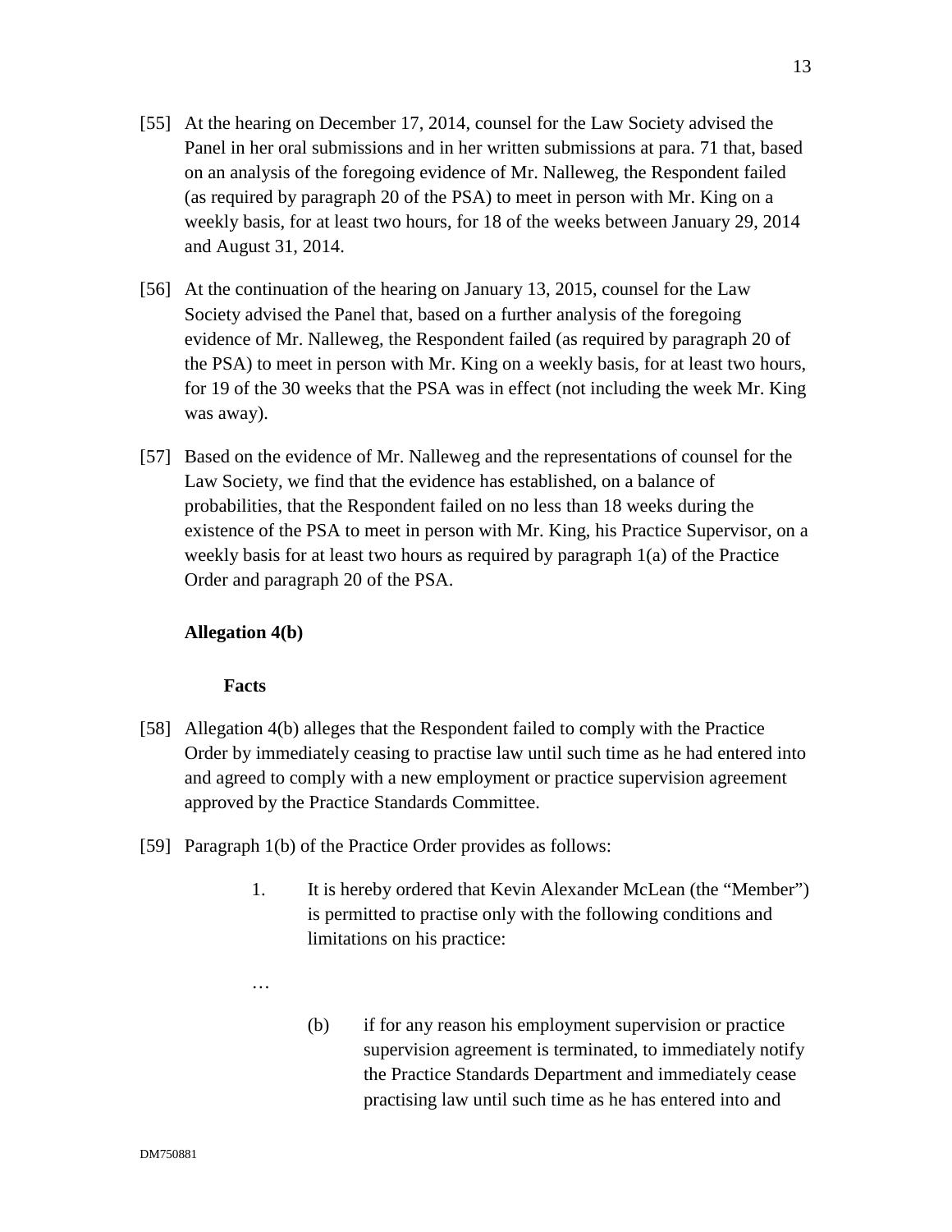[55] At the hearing on December 17, 2014, counsel for the Law Society advised the Panel in her oral submissions and in her written submissions at para. 71 that, based on an analysis of the foregoing evidence of Mr. Nalleweg, the Respondent failed (as required by paragraph 20 of the PSA) to meet in person with Mr. King on a weekly basis, for at least two hours, for 18 of the weeks between January 29, 2014 and August 31, 2014.

[56] At the continuation of the hearing on January 13, 2015, counsel for the Law Society advised the Panel that, based on a further analysis of the foregoing evidence of Mr. Nalleweg, the Respondent failed (as required by paragraph 20 of the PSA) to meet in person with Mr. King on a weekly basis, for at least two hours, for 19 of the 30 weeks that the PSA was in effect (not including the week Mr. King was away).

[57] Based on the evidence of Mr. Nalleweg and the representations of counsel for the Law Society, we find that the evidence has established, on a balance of probabilities, that the Respondent failed on no less than 18 weeks during the existence of the PSA to meet in person with Mr. King, his Practice Supervisor, on a weekly basis for at least two hours as required by paragraph 1(a) of the Practice Order and paragraph 20 of the PSA.

**Allegation 4(b)**

**Facts**

[58] Allegation 4(b) alleges that the Respondent failed to comply with the Practice Order by immediately ceasing to practise law until such time as he had entered into and agreed to comply with a new employment or practice supervision agreement approved by the Practice Standards Committee.

[59] Paragraph 1(b) of the Practice Order provides as follows:

> 1. It is hereby ordered that Kevin Alexander McLean (the "Member") is permitted to practise only with the following conditions and limitations on his practice:
>
> …
>
> (b) if for any reason his employment supervision or practice supervision agreement is terminated, to immediately notify the Practice Standards Department and immediately cease practising law until such time as he has entered into and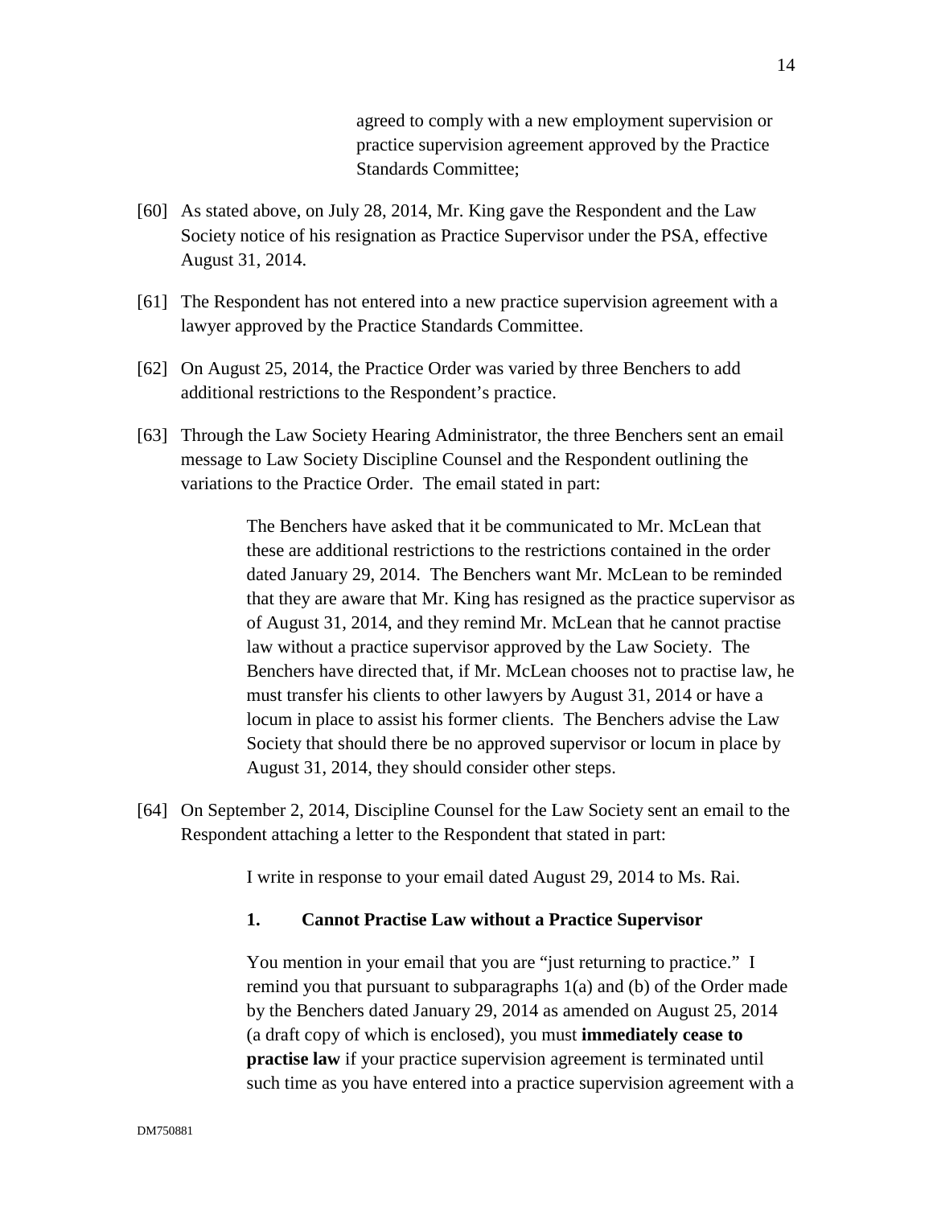> agreed to comply with a new employment supervision or practice supervision agreement approved by the Practice Standards Committee;

[60] As stated above, on July 28, 2014, Mr. King gave the Respondent and the Law Society notice of his resignation as Practice Supervisor under the PSA, effective August 31, 2014.

[61] The Respondent has not entered into a new practice supervision agreement with a lawyer approved by the Practice Standards Committee.

[62] On August 25, 2014, the Practice Order was varied by three Benchers to add additional restrictions to the Respondent's practice.

[63] Through the Law Society Hearing Administrator, the three Benchers sent an email message to Law Society Discipline Counsel and the Respondent outlining the variations to the Practice Order. The email stated in part:

> The Benchers have asked that it be communicated to Mr. McLean that these are additional restrictions to the restrictions contained in the order dated January 29, 2014. The Benchers want Mr. McLean to be reminded that they are aware that Mr. King has resigned as the practice supervisor as of August 31, 2014, and they remind Mr. McLean that he cannot practise law without a practice supervisor approved by the Law Society. The Benchers have directed that, if Mr. McLean chooses not to practise law, he must transfer his clients to other lawyers by August 31, 2014 or have a locum in place to assist his former clients. The Benchers advise the Law Society that should there be no approved supervisor or locum in place by August 31, 2014, they should consider other steps.

[64] On September 2, 2014, Discipline Counsel for the Law Society sent an email to the Respondent attaching a letter to the Respondent that stated in part:

> I write in response to your email dated August 29, 2014 to Ms. Rai.
>
> **1. Cannot Practise Law without a Practice Supervisor**
>
> You mention in your email that you are "just returning to practice." I remind you that pursuant to subparagraphs 1(a) and (b) of the Order made by the Benchers dated January 29, 2014 as amended on August 25, 2014 (a draft copy of which is enclosed), you must **immediately cease to practise law** if your practice supervision agreement is terminated until such time as you have entered into a practice supervision agreement with a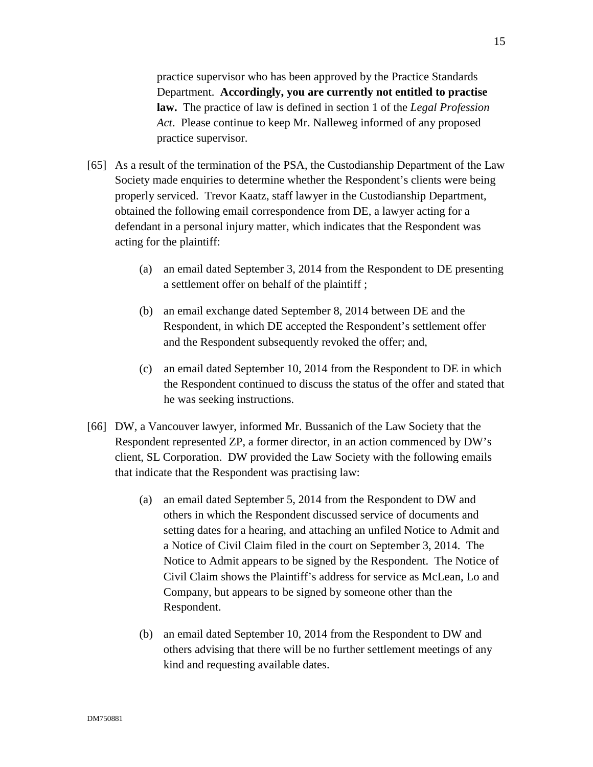> practice supervisor who has been approved by the Practice Standards Department. **Accordingly, you are currently not entitled to practise law.** The practice of law is defined in section 1 of the *Legal Profession Act*. Please continue to keep Mr. Nalleweg informed of any proposed practice supervisor.

[65] As a result of the termination of the PSA, the Custodianship Department of the Law Society made enquiries to determine whether the Respondent's clients were being properly serviced. Trevor Kaatz, staff lawyer in the Custodianship Department, obtained the following email correspondence from DE, a lawyer acting for a defendant in a personal injury matter, which indicates that the Respondent was acting for the plaintiff:

(a) an email dated September 3, 2014 from the Respondent to DE presenting a settlement offer on behalf of the plaintiff ;

(b) an email exchange dated September 8, 2014 between DE and the Respondent, in which DE accepted the Respondent's settlement offer and the Respondent subsequently revoked the offer; and,

(c) an email dated September 10, 2014 from the Respondent to DE in which the Respondent continued to discuss the status of the offer and stated that he was seeking instructions.

[66] DW, a Vancouver lawyer, informed Mr. Bussanich of the Law Society that the Respondent represented ZP, a former director, in an action commenced by DW's client, SL Corporation. DW provided the Law Society with the following emails that indicate that the Respondent was practising law:

(a) an email dated September 5, 2014 from the Respondent to DW and others in which the Respondent discussed service of documents and setting dates for a hearing, and attaching an unfiled Notice to Admit and a Notice of Civil Claim filed in the court on September 3, 2014. The Notice to Admit appears to be signed by the Respondent. The Notice of Civil Claim shows the Plaintiff's address for service as McLean, Lo and Company, but appears to be signed by someone other than the Respondent.

(b) an email dated September 10, 2014 from the Respondent to DW and others advising that there will be no further settlement meetings of any kind and requesting available dates.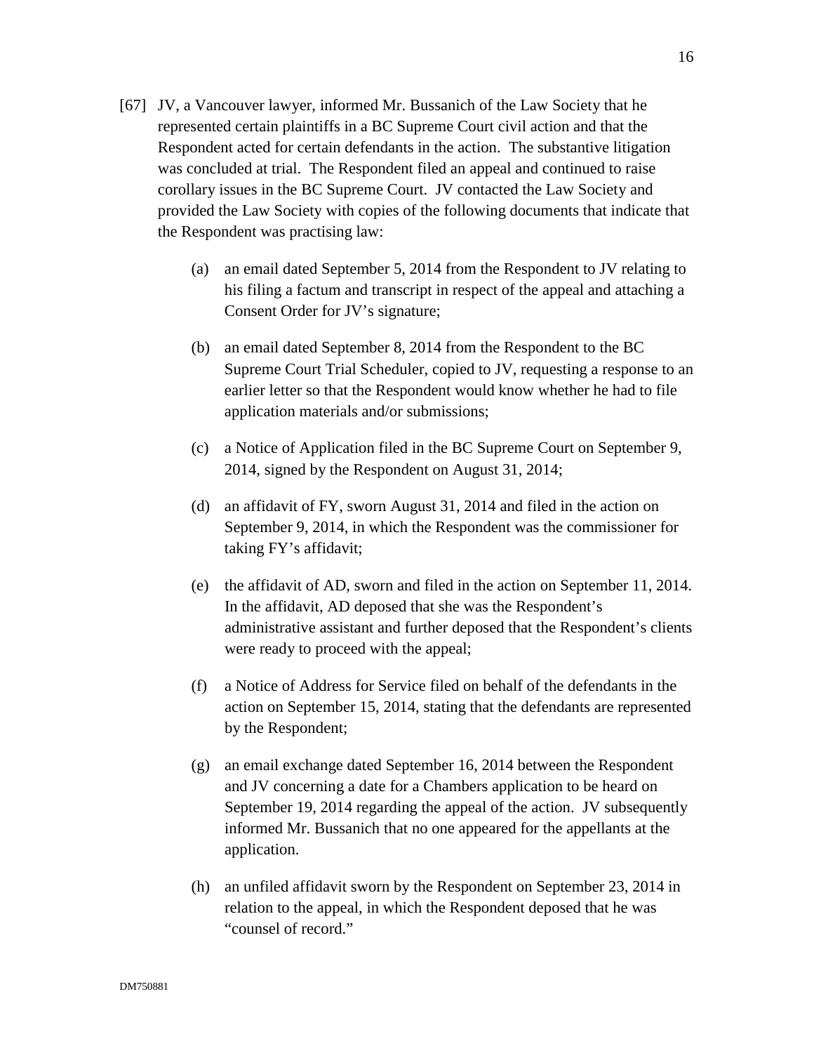[67] JV, a Vancouver lawyer, informed Mr. Bussanich of the Law Society that he represented certain plaintiffs in a BC Supreme Court civil action and that the Respondent acted for certain defendants in the action. The substantive litigation was concluded at trial. The Respondent filed an appeal and continued to raise corollary issues in the BC Supreme Court. JV contacted the Law Society and provided the Law Society with copies of the following documents that indicate that the Respondent was practising law:

(a) an email dated September 5, 2014 from the Respondent to JV relating to his filing a factum and transcript in respect of the appeal and attaching a Consent Order for JV's signature;

(b) an email dated September 8, 2014 from the Respondent to the BC Supreme Court Trial Scheduler, copied to JV, requesting a response to an earlier letter so that the Respondent would know whether he had to file application materials and/or submissions;

(c) a Notice of Application filed in the BC Supreme Court on September 9, 2014, signed by the Respondent on August 31, 2014;

(d) an affidavit of FY, sworn August 31, 2014 and filed in the action on September 9, 2014, in which the Respondent was the commissioner for taking FY's affidavit;

(e) the affidavit of AD, sworn and filed in the action on September 11, 2014. In the affidavit, AD deposed that she was the Respondent's administrative assistant and further deposed that the Respondent's clients were ready to proceed with the appeal;

(f) a Notice of Address for Service filed on behalf of the defendants in the action on September 15, 2014, stating that the defendants are represented by the Respondent;

(g) an email exchange dated September 16, 2014 between the Respondent and JV concerning a date for a Chambers application to be heard on September 19, 2014 regarding the appeal of the action. JV subsequently informed Mr. Bussanich that no one appeared for the appellants at the application.

(h) an unfiled affidavit sworn by the Respondent on September 23, 2014 in relation to the appeal, in which the Respondent deposed that he was "counsel of record."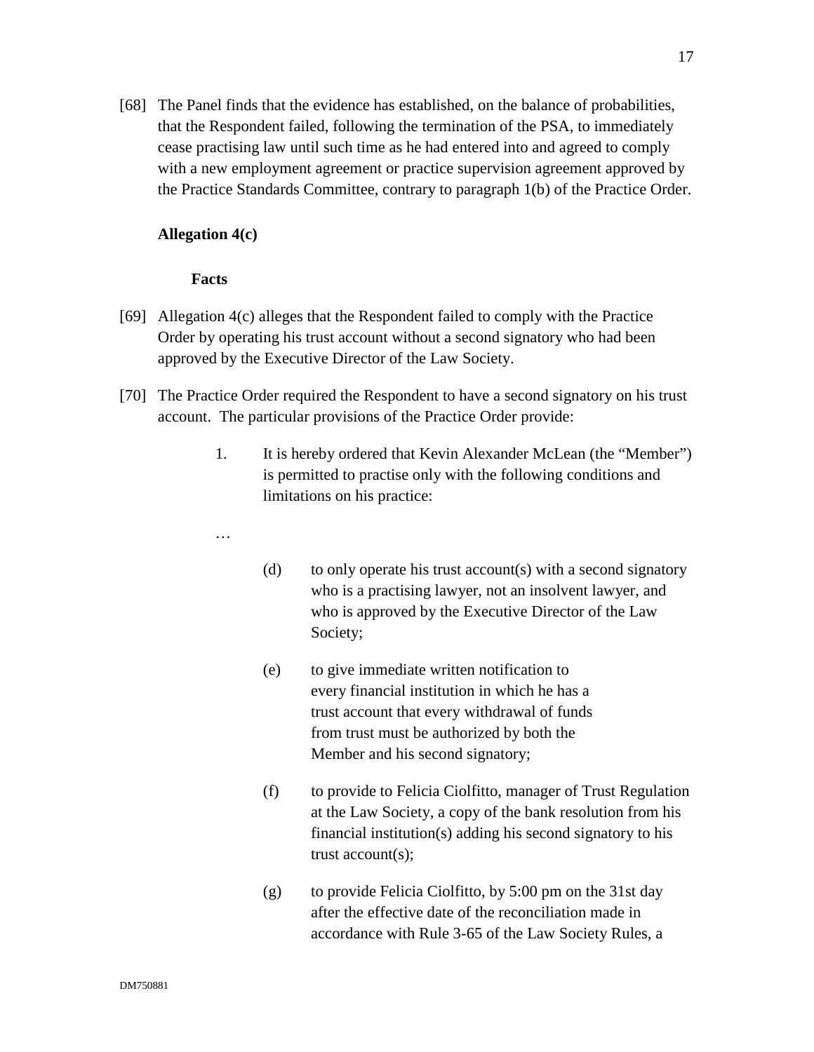[68] The Panel finds that the evidence has established, on the balance of probabilities, that the Respondent failed, following the termination of the PSA, to immediately cease practising law until such time as he had entered into and agreed to comply with a new employment agreement or practice supervision agreement approved by the Practice Standards Committee, contrary to paragraph 1(b) of the Practice Order.

**Allegation 4(c)**

**Facts**

[69] Allegation 4(c) alleges that the Respondent failed to comply with the Practice Order by operating his trust account without a second signatory who had been approved by the Executive Director of the Law Society.

[70] The Practice Order required the Respondent to have a second signatory on his trust account. The particular provisions of the Practice Order provide:

> 1. It is hereby ordered that Kevin Alexander McLean (the "Member") is permitted to practise only with the following conditions and limitations on his practice:
>
> …
>
> (d) to only operate his trust account(s) with a second signatory who is a practising lawyer, not an insolvent lawyer, and who is approved by the Executive Director of the Law Society;
>
> (e) to give immediate written notification to every financial institution in which he has a trust account that every withdrawal of funds from trust must be authorized by both the Member and his second signatory;
>
> (f) to provide to Felicia Ciolfitto, manager of Trust Regulation at the Law Society, a copy of the bank resolution from his financial institution(s) adding his second signatory to his trust account(s);
>
> (g) to provide Felicia Ciolfitto, by 5:00 pm on the 31st day after the effective date of the reconciliation made in accordance with Rule 3-65 of the Law Society Rules, a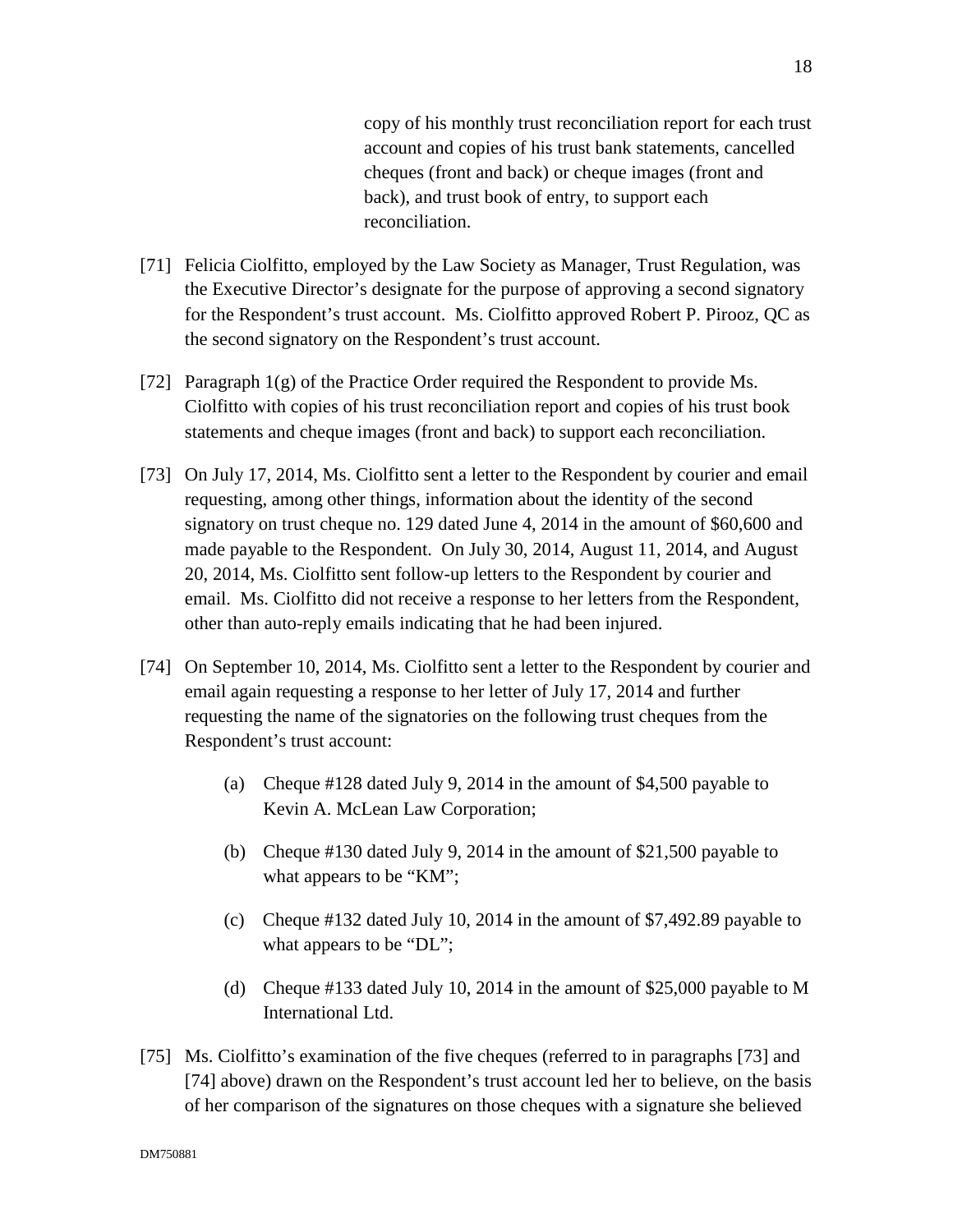copy of his monthly trust reconciliation report for each trust account and copies of his trust bank statements, cancelled cheques (front and back) or cheque images (front and back), and trust book of entry, to support each reconciliation.

[71] Felicia Ciolfitto, employed by the Law Society as Manager, Trust Regulation, was the Executive Director's designate for the purpose of approving a second signatory for the Respondent's trust account. Ms. Ciolfitto approved Robert P. Pirooz, QC as the second signatory on the Respondent's trust account.

[72] Paragraph 1(g) of the Practice Order required the Respondent to provide Ms. Ciolfitto with copies of his trust reconciliation report and copies of his trust book statements and cheque images (front and back) to support each reconciliation.

[73] On July 17, 2014, Ms. Ciolfitto sent a letter to the Respondent by courier and email requesting, among other things, information about the identity of the second signatory on trust cheque no. 129 dated June 4, 2014 in the amount of $60,600 and made payable to the Respondent. On July 30, 2014, August 11, 2014, and August 20, 2014, Ms. Ciolfitto sent follow-up letters to the Respondent by courier and email. Ms. Ciolfitto did not receive a response to her letters from the Respondent, other than auto-reply emails indicating that he had been injured.

[74] On September 10, 2014, Ms. Ciolfitto sent a letter to the Respondent by courier and email again requesting a response to her letter of July 17, 2014 and further requesting the name of the signatories on the following trust cheques from the Respondent's trust account:

(a) Cheque #128 dated July 9, 2014 in the amount of $4,500 payable to Kevin A. McLean Law Corporation;

(b) Cheque #130 dated July 9, 2014 in the amount of $21,500 payable to what appears to be "KM";

(c) Cheque #132 dated July 10, 2014 in the amount of $7,492.89 payable to what appears to be "DL";

(d) Cheque #133 dated July 10, 2014 in the amount of $25,000 payable to M International Ltd.

[75] Ms. Ciolfitto's examination of the five cheques (referred to in paragraphs [73] and [74] above) drawn on the Respondent's trust account led her to believe, on the basis of her comparison of the signatures on those cheques with a signature she believed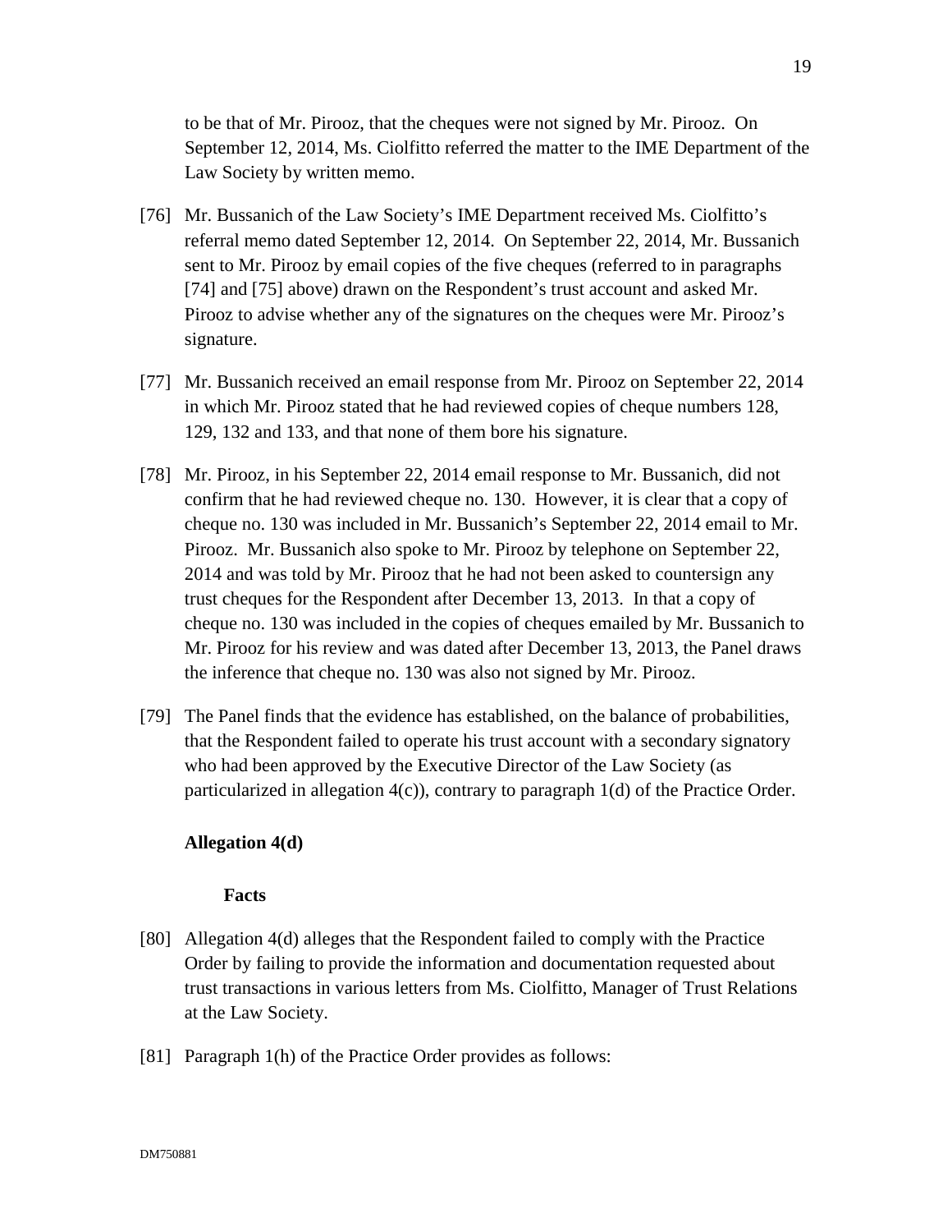to be that of Mr. Pirooz, that the cheques were not signed by Mr. Pirooz. On September 12, 2014, Ms. Ciolfitto referred the matter to the IME Department of the Law Society by written memo.

[76] Mr. Bussanich of the Law Society's IME Department received Ms. Ciolfitto's referral memo dated September 12, 2014. On September 22, 2014, Mr. Bussanich sent to Mr. Pirooz by email copies of the five cheques (referred to in paragraphs [74] and [75] above) drawn on the Respondent's trust account and asked Mr. Pirooz to advise whether any of the signatures on the cheques were Mr. Pirooz's signature.

[77] Mr. Bussanich received an email response from Mr. Pirooz on September 22, 2014 in which Mr. Pirooz stated that he had reviewed copies of cheque numbers 128, 129, 132 and 133, and that none of them bore his signature.

[78] Mr. Pirooz, in his September 22, 2014 email response to Mr. Bussanich, did not confirm that he had reviewed cheque no. 130. However, it is clear that a copy of cheque no. 130 was included in Mr. Bussanich's September 22, 2014 email to Mr. Pirooz. Mr. Bussanich also spoke to Mr. Pirooz by telephone on September 22, 2014 and was told by Mr. Pirooz that he had not been asked to countersign any trust cheques for the Respondent after December 13, 2013. In that a copy of cheque no. 130 was included in the copies of cheques emailed by Mr. Bussanich to Mr. Pirooz for his review and was dated after December 13, 2013, the Panel draws the inference that cheque no. 130 was also not signed by Mr. Pirooz.

[79] The Panel finds that the evidence has established, on the balance of probabilities, that the Respondent failed to operate his trust account with a secondary signatory who had been approved by the Executive Director of the Law Society (as particularized in allegation 4(c)), contrary to paragraph 1(d) of the Practice Order.

**Allegation 4(d)**

**Facts**

[80] Allegation 4(d) alleges that the Respondent failed to comply with the Practice Order by failing to provide the information and documentation requested about trust transactions in various letters from Ms. Ciolfitto, Manager of Trust Relations at the Law Society.

[81] Paragraph 1(h) of the Practice Order provides as follows: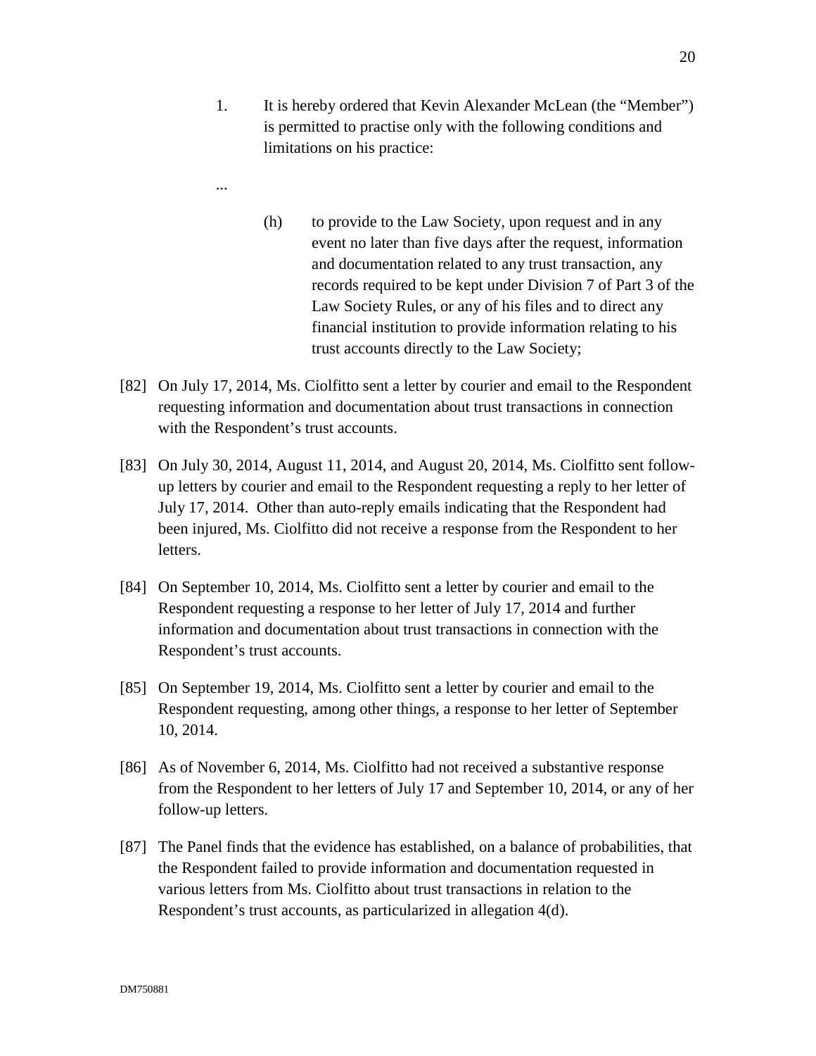1. It is hereby ordered that Kevin Alexander McLean (the "Member") is permitted to practise only with the following conditions and limitations on his practice:

...

(h) to provide to the Law Society, upon request and in any event no later than five days after the request, information and documentation related to any trust transaction, any records required to be kept under Division 7 of Part 3 of the Law Society Rules, or any of his files and to direct any financial institution to provide information relating to his trust accounts directly to the Law Society;

[82] On July 17, 2014, Ms. Ciolfitto sent a letter by courier and email to the Respondent requesting information and documentation about trust transactions in connection with the Respondent's trust accounts.

[83] On July 30, 2014, August 11, 2014, and August 20, 2014, Ms. Ciolfitto sent follow-up letters by courier and email to the Respondent requesting a reply to her letter of July 17, 2014. Other than auto-reply emails indicating that the Respondent had been injured, Ms. Ciolfitto did not receive a response from the Respondent to her letters.

[84] On September 10, 2014, Ms. Ciolfitto sent a letter by courier and email to the Respondent requesting a response to her letter of July 17, 2014 and further information and documentation about trust transactions in connection with the Respondent's trust accounts.

[85] On September 19, 2014, Ms. Ciolfitto sent a letter by courier and email to the Respondent requesting, among other things, a response to her letter of September 10, 2014.

[86] As of November 6, 2014, Ms. Ciolfitto had not received a substantive response from the Respondent to her letters of July 17 and September 10, 2014, or any of her follow-up letters.

[87] The Panel finds that the evidence has established, on a balance of probabilities, that the Respondent failed to provide information and documentation requested in various letters from Ms. Ciolfitto about trust transactions in relation to the Respondent's trust accounts, as particularized in allegation 4(d).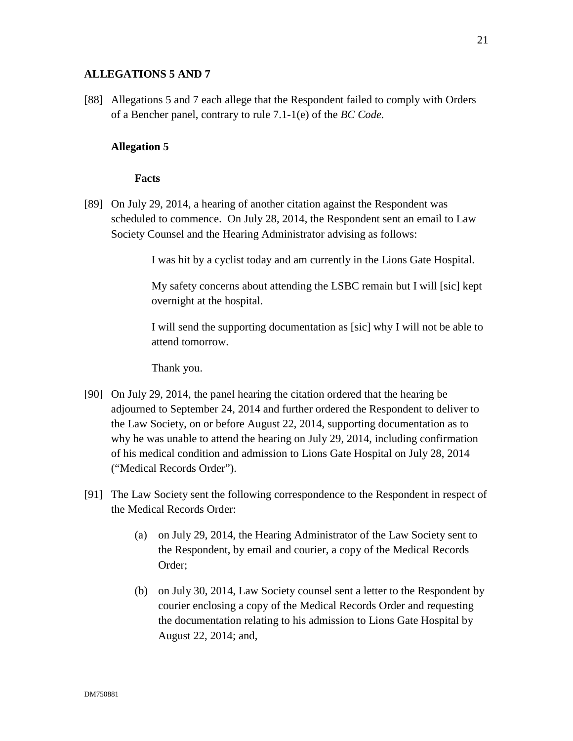## ALLEGATIONS 5 AND 7

[88] Allegations 5 and 7 each allege that the Respondent failed to comply with Orders of a Bencher panel, contrary to rule 7.1-1(e) of the *BC Code.*

### Allegation 5

#### Facts

[89] On July 29, 2014, a hearing of another citation against the Respondent was scheduled to commence. On July 28, 2014, the Respondent sent an email to Law Society Counsel and the Hearing Administrator advising as follows:

> I was hit by a cyclist today and am currently in the Lions Gate Hospital.
>
> My safety concerns about attending the LSBC remain but I will [sic] kept overnight at the hospital.
>
> I will send the supporting documentation as [sic] why I will not be able to attend tomorrow.
>
> Thank you.

[90] On July 29, 2014, the panel hearing the citation ordered that the hearing be adjourned to September 24, 2014 and further ordered the Respondent to deliver to the Law Society, on or before August 22, 2014, supporting documentation as to why he was unable to attend the hearing on July 29, 2014, including confirmation of his medical condition and admission to Lions Gate Hospital on July 28, 2014 ("Medical Records Order").

[91] The Law Society sent the following correspondence to the Respondent in respect of the Medical Records Order:

(a) on July 29, 2014, the Hearing Administrator of the Law Society sent to the Respondent, by email and courier, a copy of the Medical Records Order;

(b) on July 30, 2014, Law Society counsel sent a letter to the Respondent by courier enclosing a copy of the Medical Records Order and requesting the documentation relating to his admission to Lions Gate Hospital by August 22, 2014; and,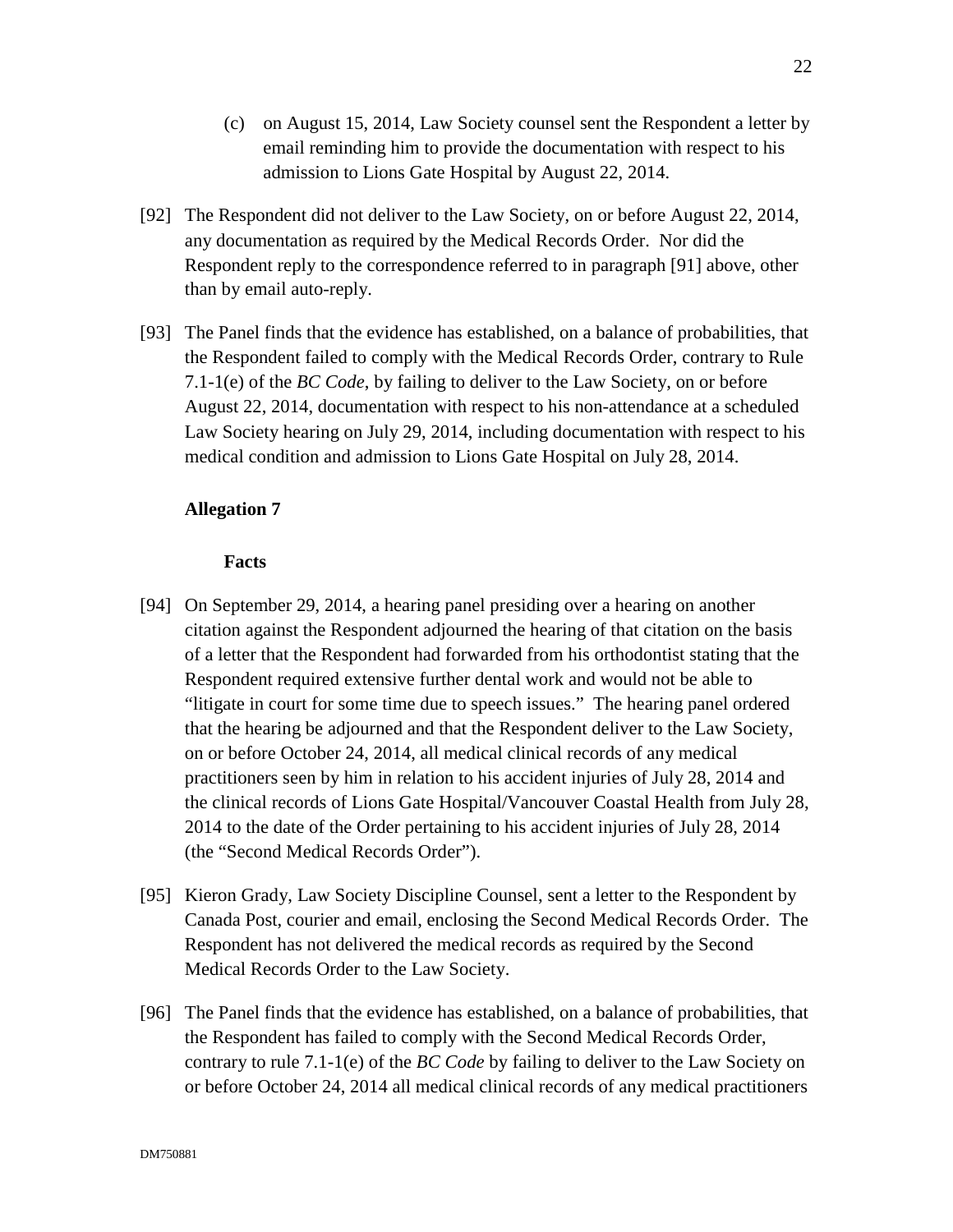(c) on August 15, 2014, Law Society counsel sent the Respondent a letter by email reminding him to provide the documentation with respect to his admission to Lions Gate Hospital by August 22, 2014.

[92] The Respondent did not deliver to the Law Society, on or before August 22, 2014, any documentation as required by the Medical Records Order. Nor did the Respondent reply to the correspondence referred to in paragraph [91] above, other than by email auto-reply.

[93] The Panel finds that the evidence has established, on a balance of probabilities, that the Respondent failed to comply with the Medical Records Order, contrary to Rule 7.1-1(e) of the *BC Code*, by failing to deliver to the Law Society, on or before August 22, 2014, documentation with respect to his non-attendance at a scheduled Law Society hearing on July 29, 2014, including documentation with respect to his medical condition and admission to Lions Gate Hospital on July 28, 2014.

**Allegation 7**

**Facts**

[94] On September 29, 2014, a hearing panel presiding over a hearing on another citation against the Respondent adjourned the hearing of that citation on the basis of a letter that the Respondent had forwarded from his orthodontist stating that the Respondent required extensive further dental work and would not be able to "litigate in court for some time due to speech issues." The hearing panel ordered that the hearing be adjourned and that the Respondent deliver to the Law Society, on or before October 24, 2014, all medical clinical records of any medical practitioners seen by him in relation to his accident injuries of July 28, 2014 and the clinical records of Lions Gate Hospital/Vancouver Coastal Health from July 28, 2014 to the date of the Order pertaining to his accident injuries of July 28, 2014 (the "Second Medical Records Order").

[95] Kieron Grady, Law Society Discipline Counsel, sent a letter to the Respondent by Canada Post, courier and email, enclosing the Second Medical Records Order. The Respondent has not delivered the medical records as required by the Second Medical Records Order to the Law Society.

[96] The Panel finds that the evidence has established, on a balance of probabilities, that the Respondent has failed to comply with the Second Medical Records Order, contrary to rule 7.1-1(e) of the *BC Code* by failing to deliver to the Law Society on or before October 24, 2014 all medical clinical records of any medical practitioners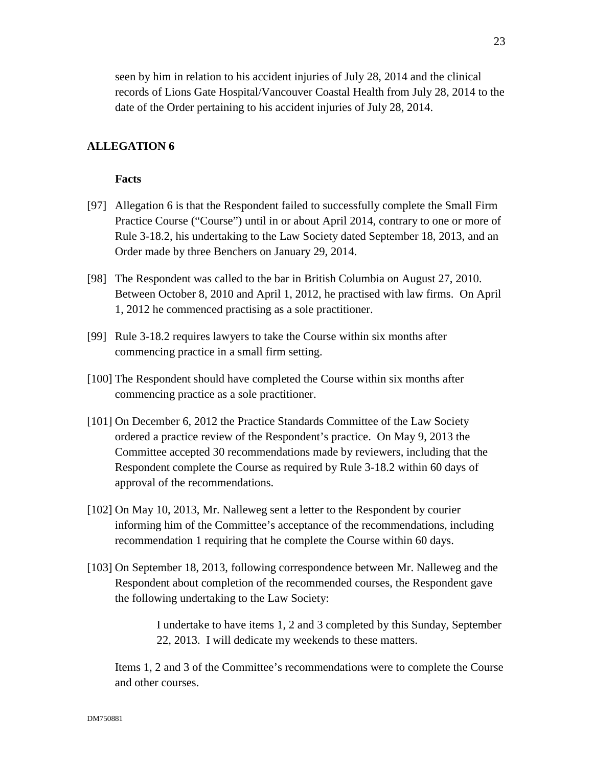seen by him in relation to his accident injuries of July 28, 2014 and the clinical records of Lions Gate Hospital/Vancouver Coastal Health from July 28, 2014 to the date of the Order pertaining to his accident injuries of July 28, 2014.

## ALLEGATION 6

### Facts

[97] Allegation 6 is that the Respondent failed to successfully complete the Small Firm Practice Course ("Course") until in or about April 2014, contrary to one or more of Rule 3-18.2, his undertaking to the Law Society dated September 18, 2013, and an Order made by three Benchers on January 29, 2014.

[98] The Respondent was called to the bar in British Columbia on August 27, 2010. Between October 8, 2010 and April 1, 2012, he practised with law firms. On April 1, 2012 he commenced practising as a sole practitioner.

[99] Rule 3-18.2 requires lawyers to take the Course within six months after commencing practice in a small firm setting.

[100] The Respondent should have completed the Course within six months after commencing practice as a sole practitioner.

[101] On December 6, 2012 the Practice Standards Committee of the Law Society ordered a practice review of the Respondent's practice. On May 9, 2013 the Committee accepted 30 recommendations made by reviewers, including that the Respondent complete the Course as required by Rule 3-18.2 within 60 days of approval of the recommendations.

[102] On May 10, 2013, Mr. Nalleweg sent a letter to the Respondent by courier informing him of the Committee's acceptance of the recommendations, including recommendation 1 requiring that he complete the Course within 60 days.

[103] On September 18, 2013, following correspondence between Mr. Nalleweg and the Respondent about completion of the recommended courses, the Respondent gave the following undertaking to the Law Society:

> I undertake to have items 1, 2 and 3 completed by this Sunday, September 22, 2013. I will dedicate my weekends to these matters.

Items 1, 2 and 3 of the Committee's recommendations were to complete the Course and other courses.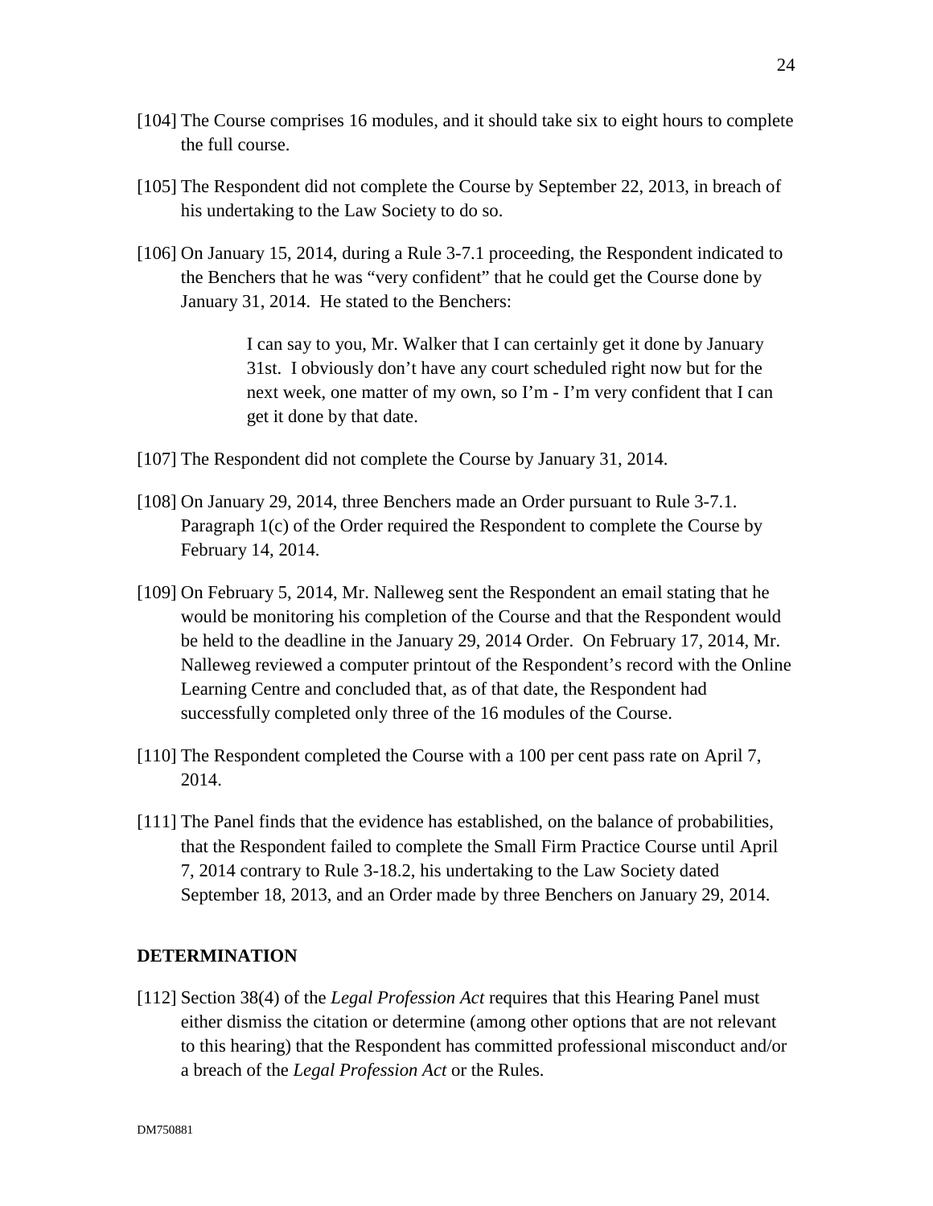[104] The Course comprises 16 modules, and it should take six to eight hours to complete the full course.

[105] The Respondent did not complete the Course by September 22, 2013, in breach of his undertaking to the Law Society to do so.

[106] On January 15, 2014, during a Rule 3-7.1 proceeding, the Respondent indicated to the Benchers that he was "very confident" that he could get the Course done by January 31, 2014. He stated to the Benchers:

> I can say to you, Mr. Walker that I can certainly get it done by January 31st. I obviously don't have any court scheduled right now but for the next week, one matter of my own, so I'm - I'm very confident that I can get it done by that date.

[107] The Respondent did not complete the Course by January 31, 2014.

[108] On January 29, 2014, three Benchers made an Order pursuant to Rule 3-7.1. Paragraph 1(c) of the Order required the Respondent to complete the Course by February 14, 2014.

[109] On February 5, 2014, Mr. Nalleweg sent the Respondent an email stating that he would be monitoring his completion of the Course and that the Respondent would be held to the deadline in the January 29, 2014 Order. On February 17, 2014, Mr. Nalleweg reviewed a computer printout of the Respondent's record with the Online Learning Centre and concluded that, as of that date, the Respondent had successfully completed only three of the 16 modules of the Course.

[110] The Respondent completed the Course with a 100 per cent pass rate on April 7, 2014.

[111] The Panel finds that the evidence has established, on the balance of probabilities, that the Respondent failed to complete the Small Firm Practice Course until April 7, 2014 contrary to Rule 3-18.2, his undertaking to the Law Society dated September 18, 2013, and an Order made by three Benchers on January 29, 2014.

## DETERMINATION

[112] Section 38(4) of the *Legal Profession Act* requires that this Hearing Panel must either dismiss the citation or determine (among other options that are not relevant to this hearing) that the Respondent has committed professional misconduct and/or a breach of the *Legal Profession Act* or the Rules.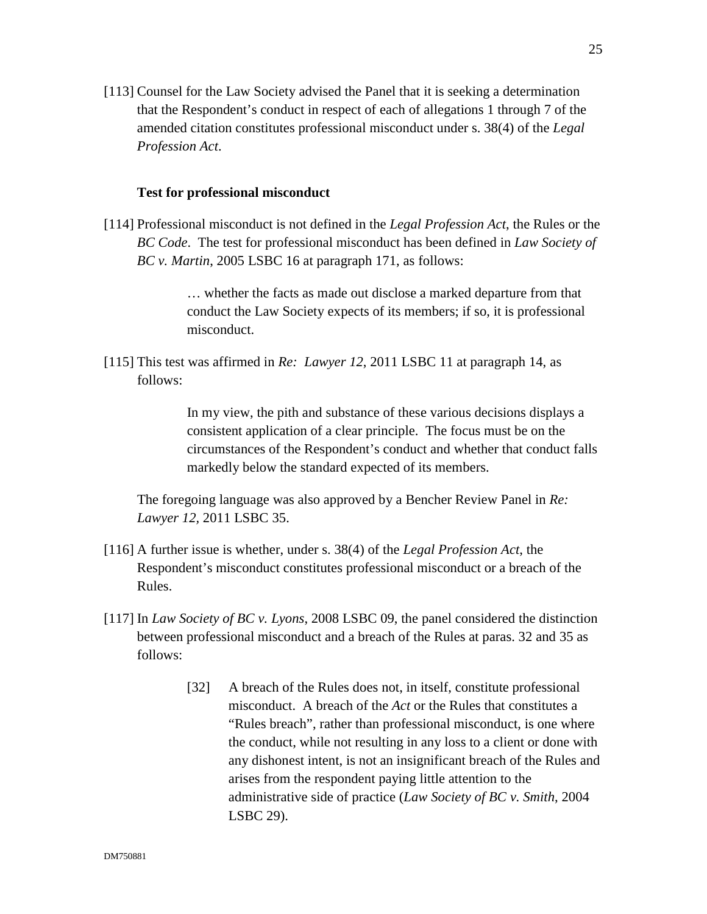[113] Counsel for the Law Society advised the Panel that it is seeking a determination that the Respondent's conduct in respect of each of allegations 1 through 7 of the amended citation constitutes professional misconduct under s. 38(4) of the *Legal Profession Act*.

### Test for professional misconduct

[114] Professional misconduct is not defined in the *Legal Profession Act*, the Rules or the *BC Code*. The test for professional misconduct has been defined in *Law Society of BC v. Martin*, 2005 LSBC 16 at paragraph 171, as follows:

> … whether the facts as made out disclose a marked departure from that conduct the Law Society expects of its members; if so, it is professional misconduct.

[115] This test was affirmed in *Re: Lawyer 12*, 2011 LSBC 11 at paragraph 14, as follows:

> In my view, the pith and substance of these various decisions displays a consistent application of a clear principle. The focus must be on the circumstances of the Respondent's conduct and whether that conduct falls markedly below the standard expected of its members.

The foregoing language was also approved by a Bencher Review Panel in *Re: Lawyer 12*, 2011 LSBC 35.

[116] A further issue is whether, under s. 38(4) of the *Legal Profession Act*, the Respondent's misconduct constitutes professional misconduct or a breach of the Rules.

[117] In *Law Society of BC v. Lyons*, 2008 LSBC 09, the panel considered the distinction between professional misconduct and a breach of the Rules at paras. 32 and 35 as follows:

> [32] A breach of the Rules does not, in itself, constitute professional misconduct. A breach of the *Act* or the Rules that constitutes a "Rules breach", rather than professional misconduct, is one where the conduct, while not resulting in any loss to a client or done with any dishonest intent, is not an insignificant breach of the Rules and arises from the respondent paying little attention to the administrative side of practice (*Law Society of BC v. Smith*, 2004 LSBC 29).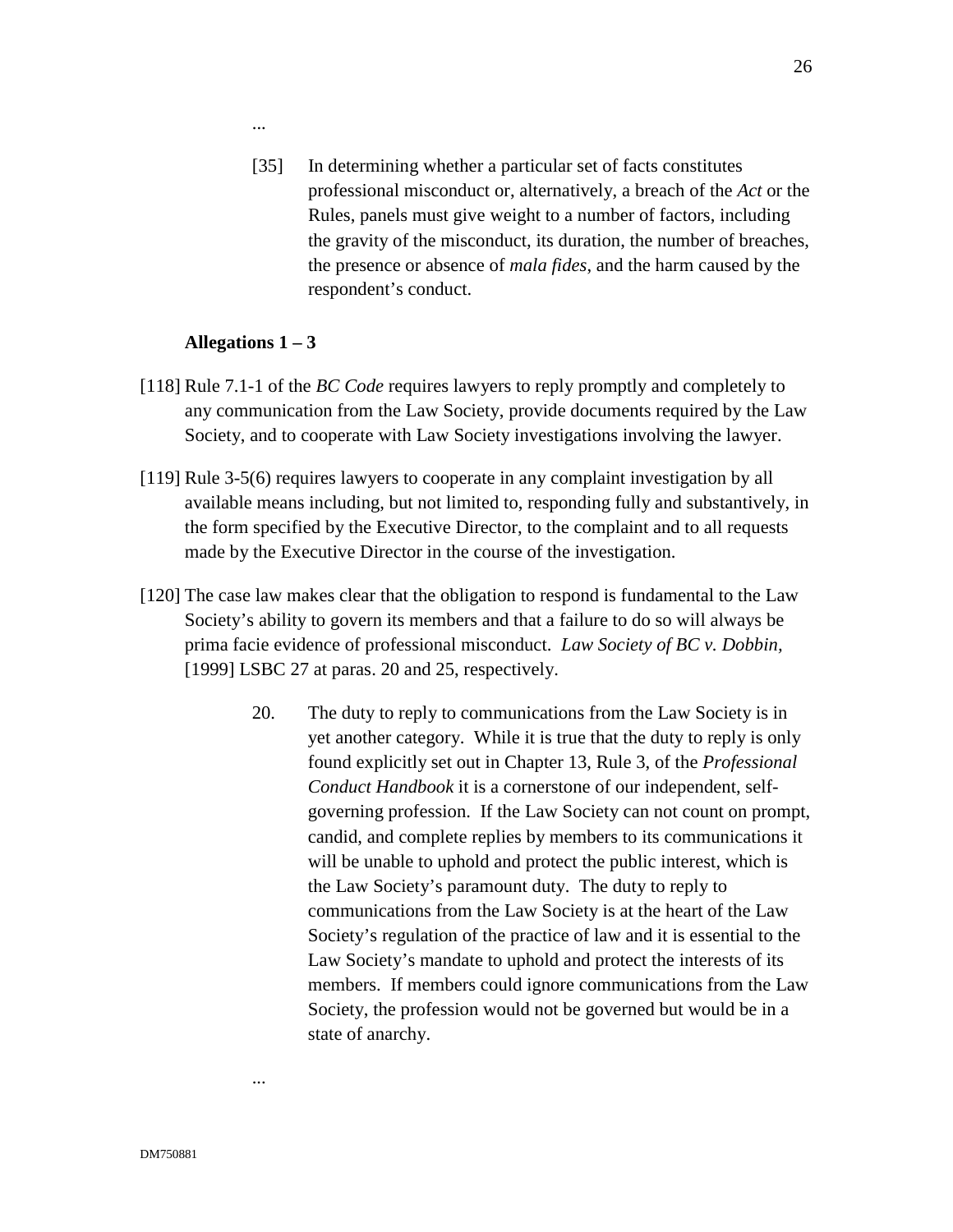...

> [35] In determining whether a particular set of facts constitutes professional misconduct or, alternatively, a breach of the *Act* or the Rules, panels must give weight to a number of factors, including the gravity of the misconduct, its duration, the number of breaches, the presence or absence of *mala fides*, and the harm caused by the respondent's conduct.

**Allegations 1 – 3**

[118] Rule 7.1-1 of the *BC Code* requires lawyers to reply promptly and completely to any communication from the Law Society, provide documents required by the Law Society, and to cooperate with Law Society investigations involving the lawyer.

[119] Rule 3-5(6) requires lawyers to cooperate in any complaint investigation by all available means including, but not limited to, responding fully and substantively, in the form specified by the Executive Director, to the complaint and to all requests made by the Executive Director in the course of the investigation.

[120] The case law makes clear that the obligation to respond is fundamental to the Law Society's ability to govern its members and that a failure to do so will always be prima facie evidence of professional misconduct. *Law Society of BC v. Dobbin,* [1999] LSBC 27 at paras. 20 and 25, respectively.

> 20. The duty to reply to communications from the Law Society is in yet another category. While it is true that the duty to reply is only found explicitly set out in Chapter 13, Rule 3, of the *Professional Conduct Handbook* it is a cornerstone of our independent, self-governing profession. If the Law Society can not count on prompt, candid, and complete replies by members to its communications it will be unable to uphold and protect the public interest, which is the Law Society's paramount duty. The duty to reply to communications from the Law Society is at the heart of the Law Society's regulation of the practice of law and it is essential to the Law Society's mandate to uphold and protect the interests of its members. If members could ignore communications from the Law Society, the profession would not be governed but would be in a state of anarchy.

...

DM750881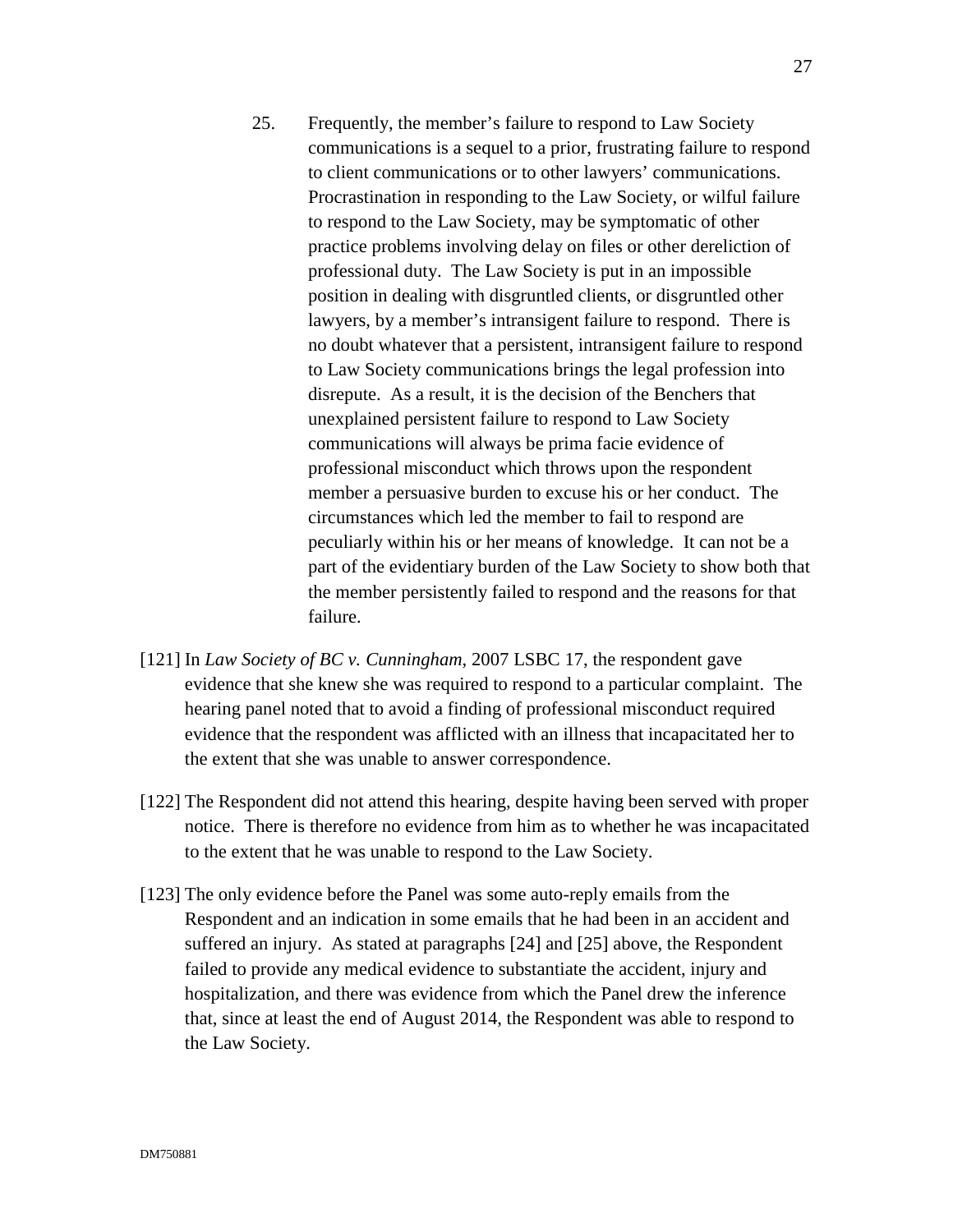> 25. Frequently, the member's failure to respond to Law Society communications is a sequel to a prior, frustrating failure to respond to client communications or to other lawyers' communications. Procrastination in responding to the Law Society, or wilful failure to respond to the Law Society, may be symptomatic of other practice problems involving delay on files or other dereliction of professional duty. The Law Society is put in an impossible position in dealing with disgruntled clients, or disgruntled other lawyers, by a member's intransigent failure to respond. There is no doubt whatever that a persistent, intransigent failure to respond to Law Society communications brings the legal profession into disrepute. As a result, it is the decision of the Benchers that unexplained persistent failure to respond to Law Society communications will always be prima facie evidence of professional misconduct which throws upon the respondent member a persuasive burden to excuse his or her conduct. The circumstances which led the member to fail to respond are peculiarly within his or her means of knowledge. It can not be a part of the evidentiary burden of the Law Society to show both that the member persistently failed to respond and the reasons for that failure.

[121] In *Law Society of BC v. Cunningham*, 2007 LSBC 17, the respondent gave evidence that she knew she was required to respond to a particular complaint. The hearing panel noted that to avoid a finding of professional misconduct required evidence that the respondent was afflicted with an illness that incapacitated her to the extent that she was unable to answer correspondence.

[122] The Respondent did not attend this hearing, despite having been served with proper notice. There is therefore no evidence from him as to whether he was incapacitated to the extent that he was unable to respond to the Law Society.

[123] The only evidence before the Panel was some auto-reply emails from the Respondent and an indication in some emails that he had been in an accident and suffered an injury. As stated at paragraphs [24] and [25] above, the Respondent failed to provide any medical evidence to substantiate the accident, injury and hospitalization, and there was evidence from which the Panel drew the inference that, since at least the end of August 2014, the Respondent was able to respond to the Law Society.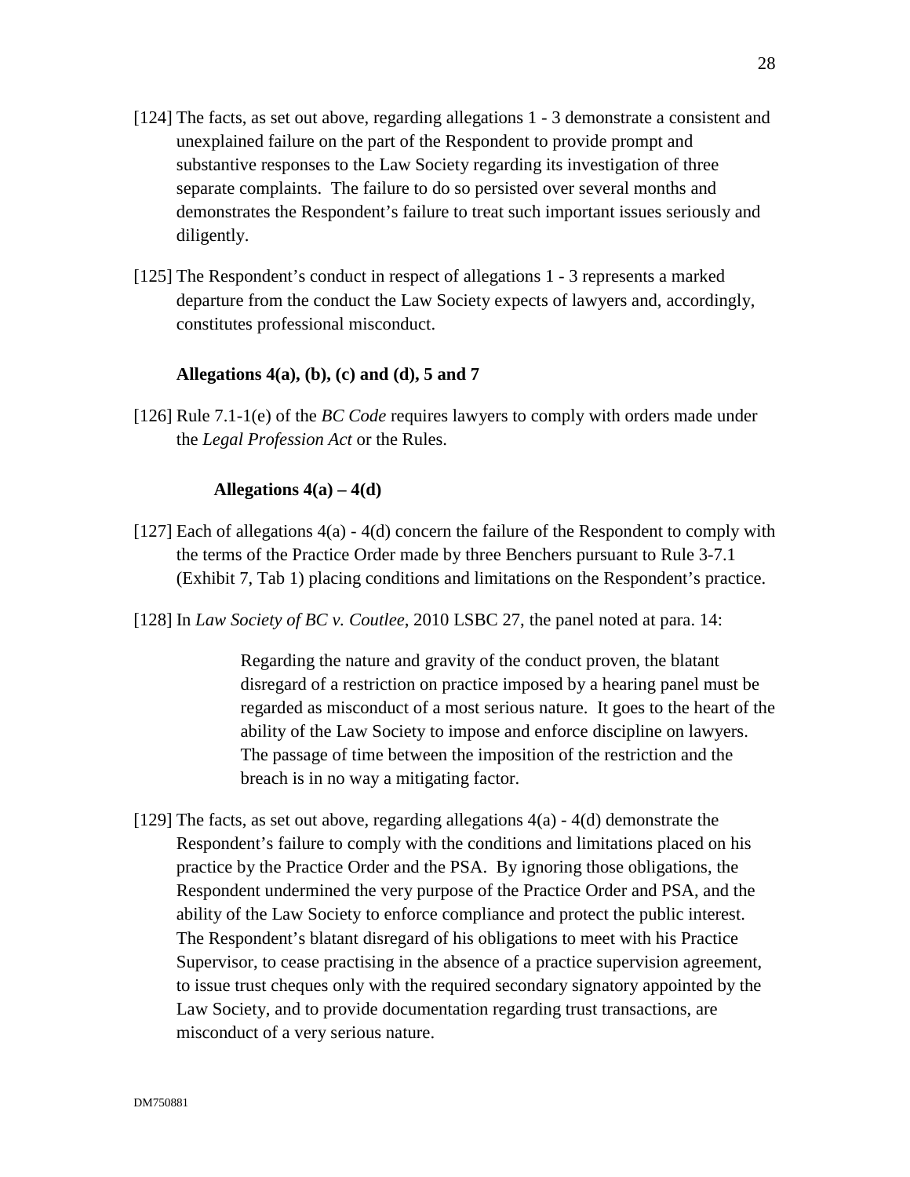[124] The facts, as set out above, regarding allegations 1 - 3 demonstrate a consistent and unexplained failure on the part of the Respondent to provide prompt and substantive responses to the Law Society regarding its investigation of three separate complaints. The failure to do so persisted over several months and demonstrates the Respondent's failure to treat such important issues seriously and diligently.

[125] The Respondent's conduct in respect of allegations 1 - 3 represents a marked departure from the conduct the Law Society expects of lawyers and, accordingly, constitutes professional misconduct.

**Allegations 4(a), (b), (c) and (d), 5 and 7**

[126] Rule 7.1-1(e) of the *BC Code* requires lawyers to comply with orders made under the *Legal Profession Act* or the Rules.

**Allegations 4(a) – 4(d)**

[127] Each of allegations 4(a) - 4(d) concern the failure of the Respondent to comply with the terms of the Practice Order made by three Benchers pursuant to Rule 3-7.1 (Exhibit 7, Tab 1) placing conditions and limitations on the Respondent's practice.

[128] In *Law Society of BC v. Coutlee*, 2010 LSBC 27, the panel noted at para. 14:

> Regarding the nature and gravity of the conduct proven, the blatant disregard of a restriction on practice imposed by a hearing panel must be regarded as misconduct of a most serious nature. It goes to the heart of the ability of the Law Society to impose and enforce discipline on lawyers. The passage of time between the imposition of the restriction and the breach is in no way a mitigating factor.

[129] The facts, as set out above, regarding allegations 4(a) - 4(d) demonstrate the Respondent's failure to comply with the conditions and limitations placed on his practice by the Practice Order and the PSA. By ignoring those obligations, the Respondent undermined the very purpose of the Practice Order and PSA, and the ability of the Law Society to enforce compliance and protect the public interest. The Respondent's blatant disregard of his obligations to meet with his Practice Supervisor, to cease practising in the absence of a practice supervision agreement, to issue trust cheques only with the required secondary signatory appointed by the Law Society, and to provide documentation regarding trust transactions, are misconduct of a very serious nature.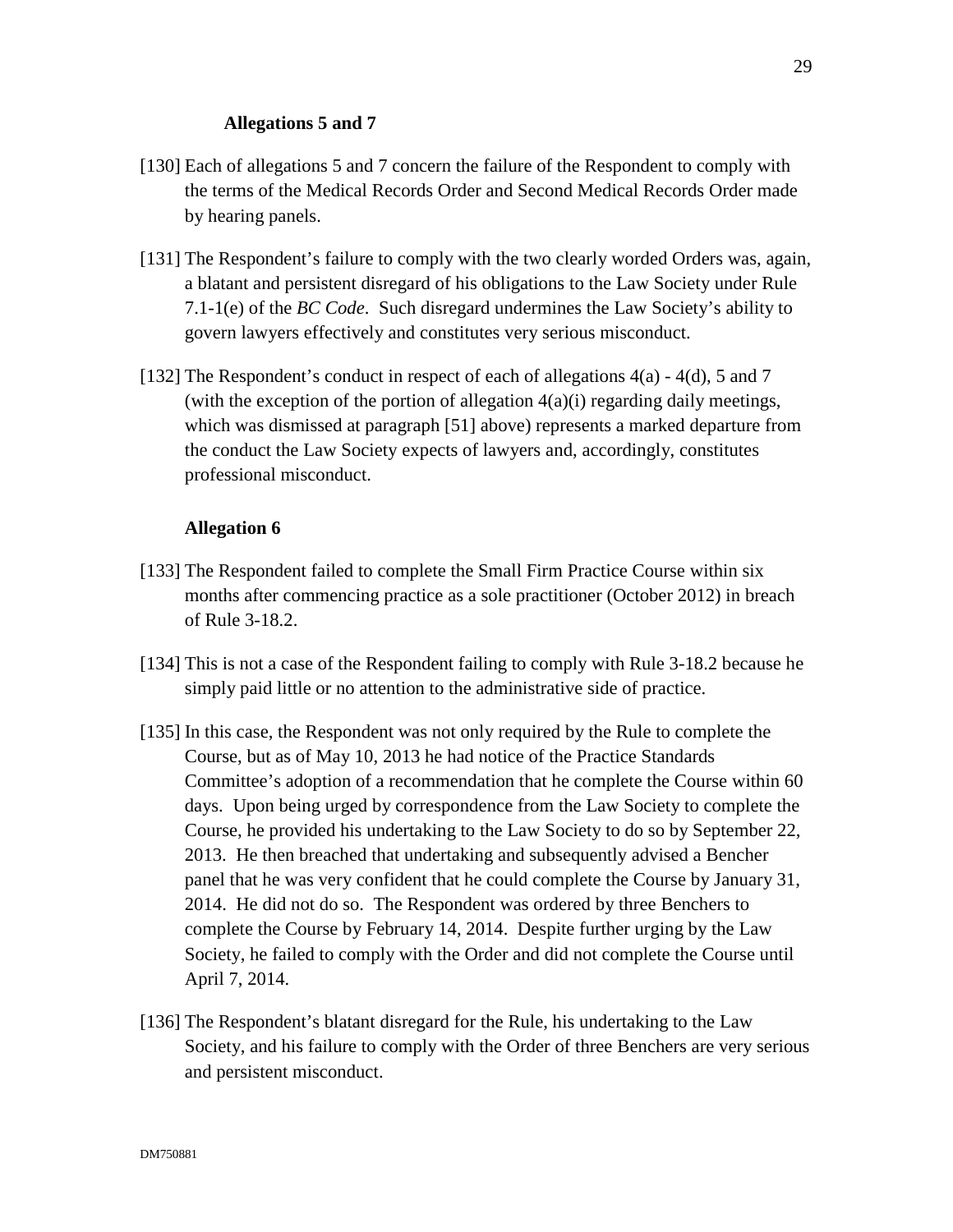**Allegations 5 and 7**

[130] Each of allegations 5 and 7 concern the failure of the Respondent to comply with the terms of the Medical Records Order and Second Medical Records Order made by hearing panels.

[131] The Respondent's failure to comply with the two clearly worded Orders was, again, a blatant and persistent disregard of his obligations to the Law Society under Rule 7.1-1(e) of the *BC Code*. Such disregard undermines the Law Society's ability to govern lawyers effectively and constitutes very serious misconduct.

[132] The Respondent's conduct in respect of each of allegations 4(a) - 4(d), 5 and 7 (with the exception of the portion of allegation 4(a)(i) regarding daily meetings, which was dismissed at paragraph [51] above) represents a marked departure from the conduct the Law Society expects of lawyers and, accordingly, constitutes professional misconduct.

**Allegation 6**

[133] The Respondent failed to complete the Small Firm Practice Course within six months after commencing practice as a sole practitioner (October 2012) in breach of Rule 3-18.2.

[134] This is not a case of the Respondent failing to comply with Rule 3-18.2 because he simply paid little or no attention to the administrative side of practice.

[135] In this case, the Respondent was not only required by the Rule to complete the Course, but as of May 10, 2013 he had notice of the Practice Standards Committee's adoption of a recommendation that he complete the Course within 60 days. Upon being urged by correspondence from the Law Society to complete the Course, he provided his undertaking to the Law Society to do so by September 22, 2013. He then breached that undertaking and subsequently advised a Bencher panel that he was very confident that he could complete the Course by January 31, 2014. He did not do so. The Respondent was ordered by three Benchers to complete the Course by February 14, 2014. Despite further urging by the Law Society, he failed to comply with the Order and did not complete the Course until April 7, 2014.

[136] The Respondent's blatant disregard for the Rule, his undertaking to the Law Society, and his failure to comply with the Order of three Benchers are very serious and persistent misconduct.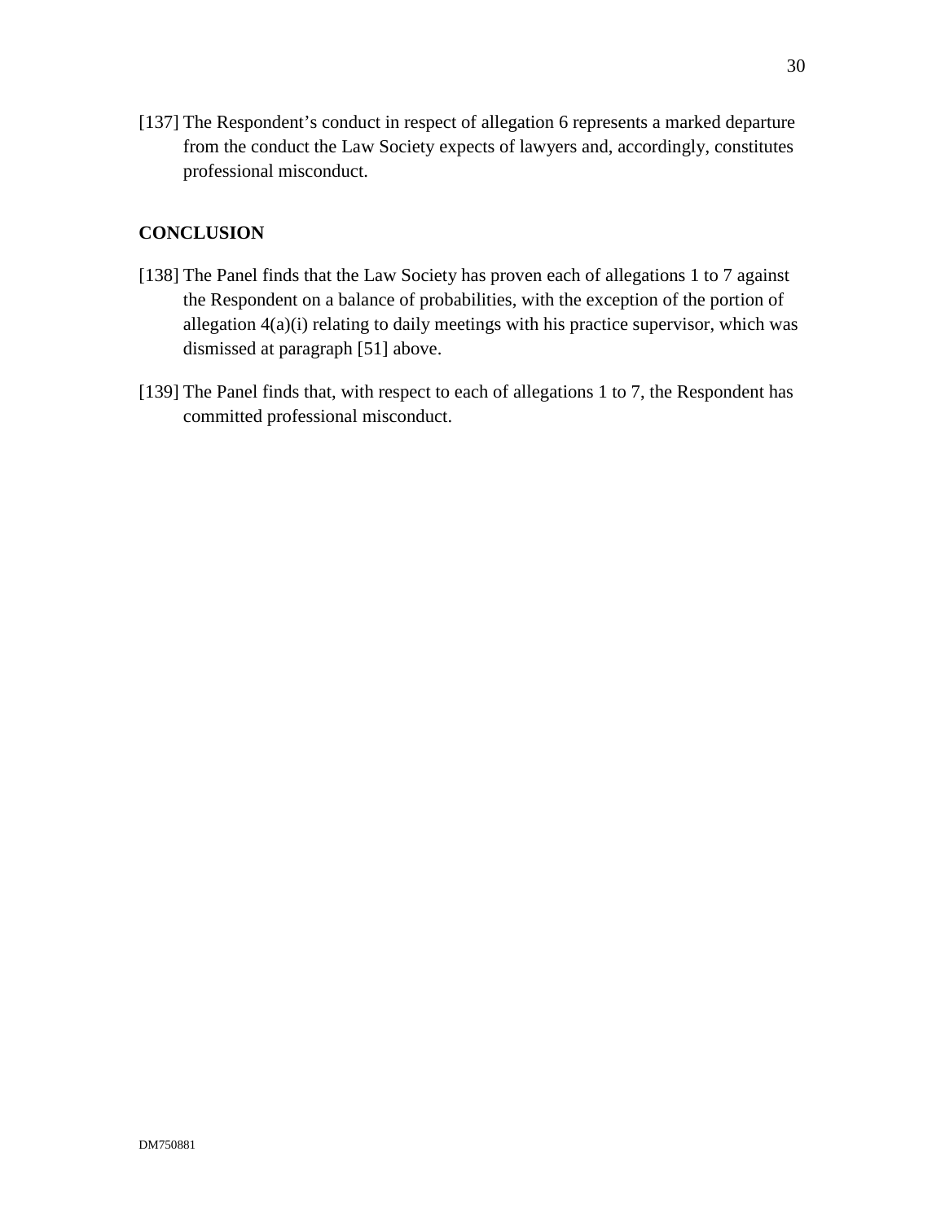[137] The Respondent's conduct in respect of allegation 6 represents a marked departure from the conduct the Law Society expects of lawyers and, accordingly, constitutes professional misconduct.

## CONCLUSION

[138] The Panel finds that the Law Society has proven each of allegations 1 to 7 against the Respondent on a balance of probabilities, with the exception of the portion of allegation 4(a)(i) relating to daily meetings with his practice supervisor, which was dismissed at paragraph [51] above.

[139] The Panel finds that, with respect to each of allegations 1 to 7, the Respondent has committed professional misconduct.

DM750881